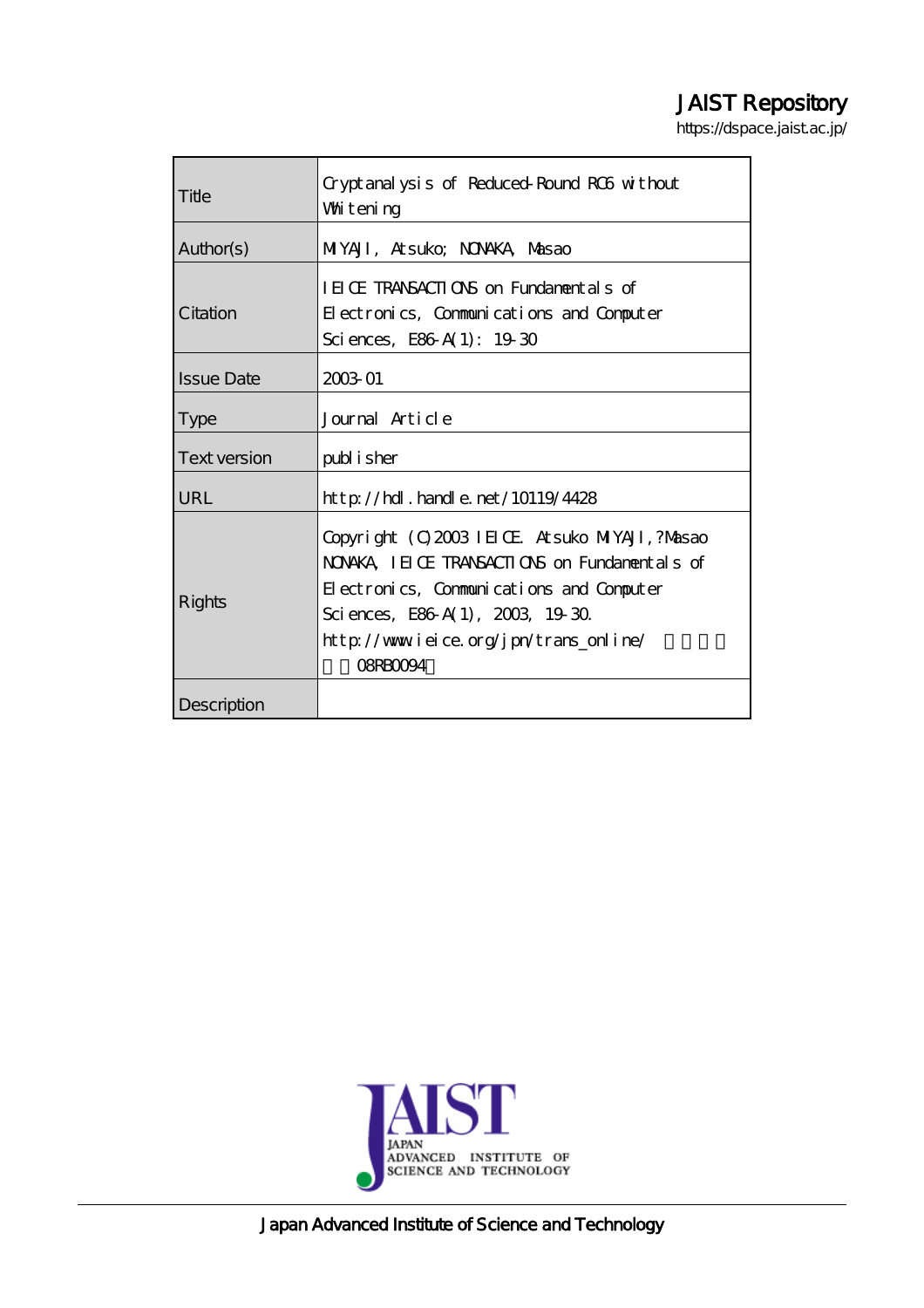# JAIST Repository

https://dspace.jaist.ac.jp/

| | |
|---|---|
| Title | Cryptanalysis of Reduced-Round RC6 without Whitening |
| Author(s) | MIYAJI, Atsuko; NONAKA, Masao |
| Citation | IEICE TRANSACTIONS on Fundamentals of Electronics, Communications and Computer Sciences, E86-A(1): 19-30 |
| Issue Date | 2003-01 |
| Type | Journal Article |
| Text version | publisher |
| URL | http://hdl.handle.net/10119/4428 |
| Rights | Copyright (C)2003 IEICE. Atsuko MIYAJI,?Masao NONAKA, IEICE TRANSACTIONS on Fundamentals of Electronics, Communications and Computer Sciences, E86-A(1), 2003, 19-30. http://www.ieice.org/jpn/trans_online/ 08RB0094 |
| Description | |

Japan Advanced Institute of Science and Technology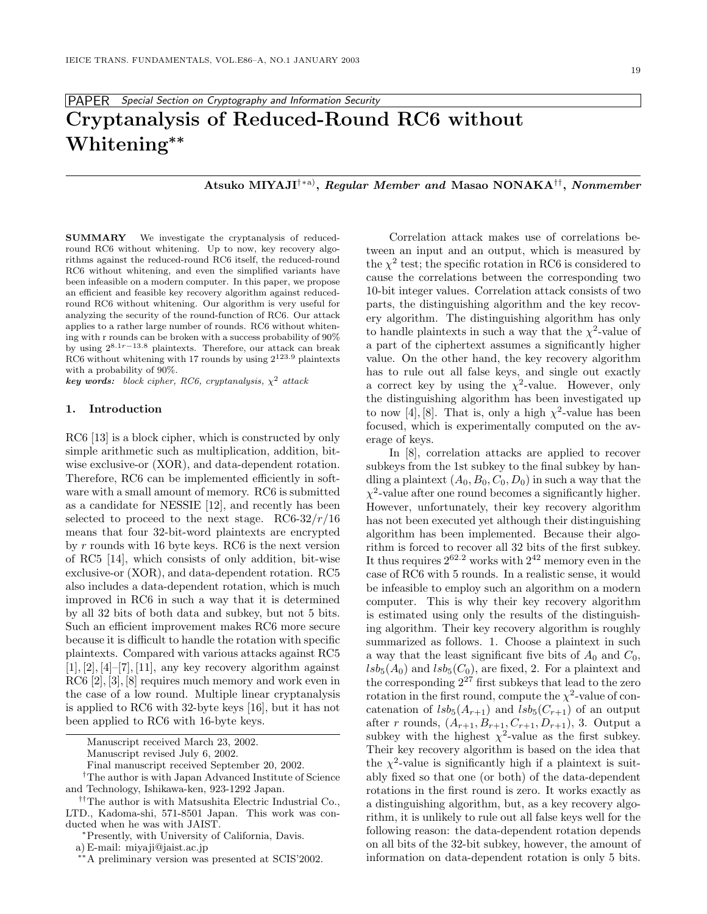# Cryptanalysis of Reduced-Round RC6 without Whitening**

**Atsuko MIYAJI**[†*a)], ***Regular Member and*** **Masao NONAKA**[††], ***Nonmember***

**SUMMARY** We investigate the cryptanalysis of reduced-round RC6 without whitening. Up to now, key recovery algorithms against the reduced-round RC6 itself, the reduced-round RC6 without whitening, and even the simplified variants have been infeasible on a modern computer. In this paper, we propose an efficient and feasible key recovery algorithm against reduced-round RC6 without whitening. Our algorithm is very useful for analyzing the security of the round-function of RC6. Our attack applies to a rather large number of rounds. RC6 without whitening with r rounds can be broken with a success probability of 90% by using $2^{8.1r-13.8}$ plaintexts. Therefore, our attack can break RC6 without whitening with 17 rounds by using $2^{123.9}$ plaintexts with a probability of 90%.

***key words:*** *block cipher, RC6, cryptanalysis, $\chi^2$ attack*

## 1. Introduction

RC6 [13] is a block cipher, which is constructed by only simple arithmetic such as multiplication, addition, bitwise exclusive-or (XOR), and data-dependent rotation. Therefore, RC6 can be implemented efficiently in software with a small amount of memory. RC6 is submitted as a candidate for NESSIE [12], and recently has been selected to proceed to the next stage. RC6-32/$r$/16 means that four 32-bit-word plaintexts are encrypted by $r$ rounds with 16 byte keys. RC6 is the next version of RC5 [14], which consists of only addition, bit-wise exclusive-or (XOR), and data-dependent rotation. RC5 also includes a data-dependent rotation, which is much improved in RC6 in such a way that it is determined by all 32 bits of both data and subkey, but not 5 bits. Such an efficient improvement makes RC6 more secure because it is difficult to handle the rotation with specific plaintexts. Compared with various attacks against RC5 [1], [2], [4]–[7], [11], any key recovery algorithm against RC6 [2], [3], [8] requires much memory and work even in the case of a low round. Multiple linear cryptanalysis is applied to RC6 with 32-byte keys [16], but it has not been applied to RC6 with 16-byte keys.

Correlation attack makes use of correlations between an input and an output, which is measured by the $\chi^2$ test; the specific rotation in RC6 is considered to cause the correlations between the corresponding two 10-bit integer values. Correlation attack consists of two parts, the distinguishing algorithm and the key recovery algorithm. The distinguishing algorithm has only to handle plaintexts in such a way that the $\chi^2$-value of a part of the ciphertext assumes a significantly higher value. On the other hand, the key recovery algorithm has to rule out all false keys, and single out exactly a correct key by using the $\chi^2$-value. However, only the distinguishing algorithm has been investigated up to now [4], [8]. That is, only a high $\chi^2$-value has been focused, which is experimentally computed on the average of keys.

In [8], correlation attacks are applied to recover subkeys from the 1st subkey to the final subkey by handling a plaintext $(A_0, B_0, C_0, D_0)$ in such a way that the $\chi^2$-value after one round becomes a significantly higher. However, unfortunately, their key recovery algorithm has not been executed yet although their distinguishing algorithm has been implemented. Because their algorithm is forced to recover all 32 bits of the first subkey. It thus requires $2^{62.2}$ works with $2^{42}$ memory even in the case of RC6 with 5 rounds. In a realistic sense, it would be infeasible to employ such an algorithm on a modern computer. This is why their key recovery algorithm is estimated using only the results of the distinguishing algorithm. Their key recovery algorithm is roughly summarized as follows. 1. Choose a plaintext in such a way that the least significant five bits of $A_0$ and $C_0$, $lsb_5(A_0)$ and $lsb_5(C_0)$, are fixed, 2. For a plaintext and the corresponding $2^{27}$ first subkeys that lead to the zero rotation in the first round, compute the $\chi^2$-value of concatenation of $lsb_5(A_{r+1})$ and $lsb_5(C_{r+1})$ of an output after $r$ rounds, $(A_{r+1}, B_{r+1}, C_{r+1}, D_{r+1})$, 3. Output a subkey with the highest $\chi^2$-value as the first subkey. Their key recovery algorithm is based on the idea that the $\chi^2$-value is significantly high if a plaintext is suitably fixed so that one (or both) of the data-dependent rotations in the first round is zero. It works exactly as a distinguishing algorithm, but, as a key recovery algorithm, it is unlikely to rule out all false keys well for the following reason: the data-dependent rotation depends on all bits of the 32-bit subkey, however, the amount of information on data-dependent rotation is only 5 bits.

---

Manuscript received March 23, 2002.

Manuscript revised July 6, 2002.

Final manuscript received September 20, 2002.

[†]The author is with Japan Advanced Institute of Science and Technology, Ishikawa-ken, 923-1292 Japan.

[††]The author is with Matsushita Electric Industrial Co., LTD., Kadoma-shi, 571-8501 Japan. This work was conducted when he was with JAIST.

[*]Presently, with University of California, Davis.

a) E-mail: miyaji@jaist.ac.jp

[**]A preliminary version was presented at SCIS'2002.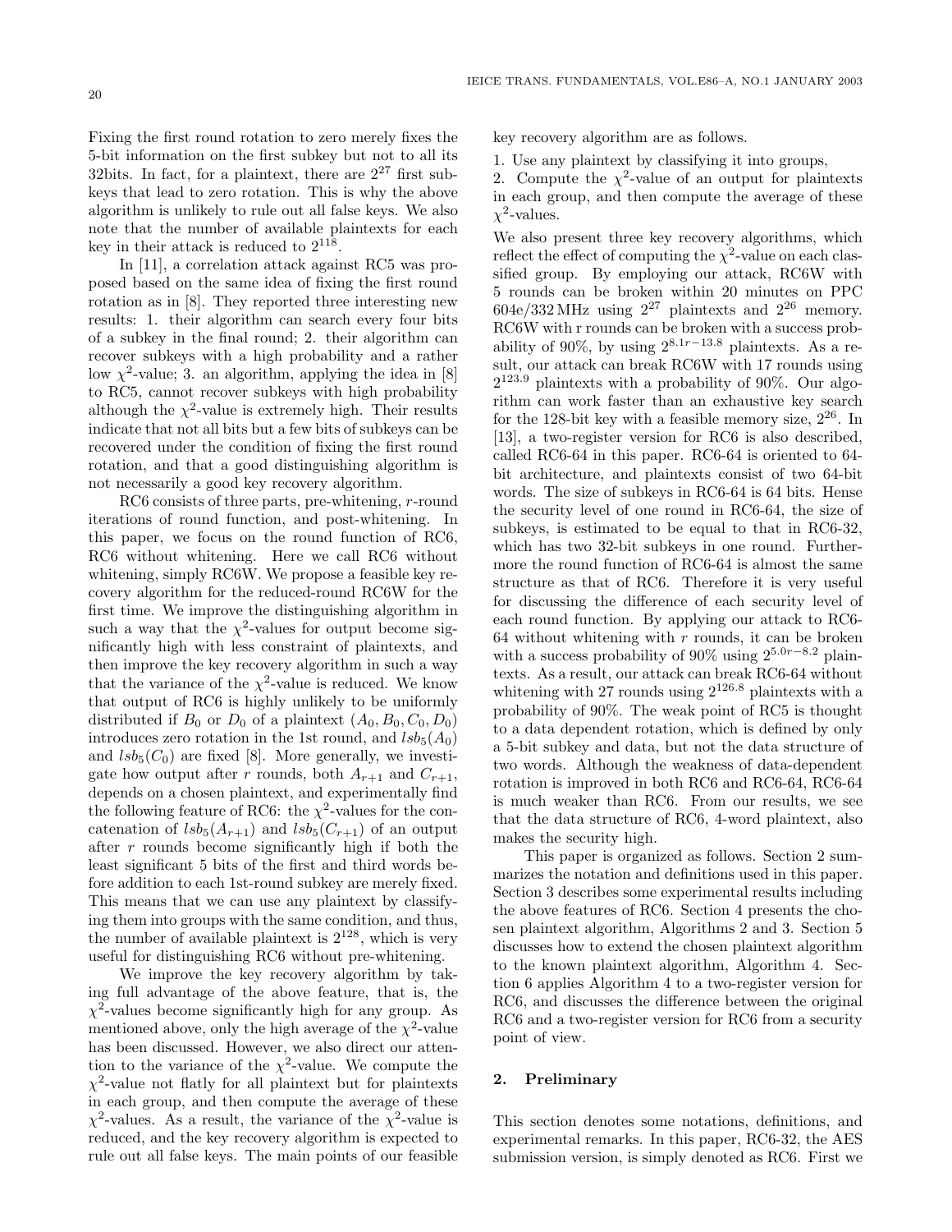Fixing the first round rotation to zero merely fixes the 5-bit information on the first subkey but not to all its 32bits. In fact, for a plaintext, there are $2^{27}$ first subkeys that lead to zero rotation. This is why the above algorithm is unlikely to rule out all false keys. We also note that the number of available plaintexts for each key in their attack is reduced to $2^{118}$.

In [11], a correlation attack against RC5 was proposed based on the same idea of fixing the first round rotation as in [8]. They reported three interesting new results: 1. their algorithm can search every four bits of a subkey in the final round; 2. their algorithm can recover subkeys with a high probability and a rather low $\chi^2$-value; 3. an algorithm, applying the idea in [8] to RC5, cannot recover subkeys with high probability although the $\chi^2$-value is extremely high. Their results indicate that not all bits but a few bits of subkeys can be recovered under the condition of fixing the first round rotation, and that a good distinguishing algorithm is not necessarily a good key recovery algorithm.

RC6 consists of three parts, pre-whitening, $r$-round iterations of round function, and post-whitening. In this paper, we focus on the round function of RC6, RC6 without whitening. Here we call RC6 without whitening, simply RC6W. We propose a feasible key recovery algorithm for the reduced-round RC6W for the first time. We improve the distinguishing algorithm in such a way that the $\chi^2$-values for output become significantly high with less constraint of plaintexts, and then improve the key recovery algorithm in such a way that the variance of the $\chi^2$-value is reduced. We know that output of RC6 is highly unlikely to be uniformly distributed if $B_0$ or $D_0$ of a plaintext $(A_0, B_0, C_0, D_0)$ introduces zero rotation in the 1st round, and $lsb_5(A_0)$ and $lsb_5(C_0)$ are fixed [8]. More generally, we investigate how output after $r$ rounds, both $A_{r+1}$ and $C_{r+1}$, depends on a chosen plaintext, and experimentally find the following feature of RC6: the $\chi^2$-values for the concatenation of $lsb_5(A_{r+1})$ and $lsb_5(C_{r+1})$ of an output after $r$ rounds become significantly high if both the least significant 5 bits of the first and third words before addition to each 1st-round subkey are merely fixed. This means that we can use any plaintext by classifying them into groups with the same condition, and thus, the number of available plaintext is $2^{128}$, which is very useful for distinguishing RC6 without pre-whitening.

We improve the key recovery algorithm by taking full advantage of the above feature, that is, the $\chi^2$-values become significantly high for any group. As mentioned above, only the high average of the $\chi^2$-value has been discussed. However, we also direct our attention to the variance of the $\chi^2$-value. We compute the $\chi^2$-value not flatly for all plaintext but for plaintexts in each group, and then compute the average of these $\chi^2$-values. As a result, the variance of the $\chi^2$-value is reduced, and the key recovery algorithm is expected to rule out all false keys. The main points of our feasible key recovery algorithm are as follows.

1. Use any plaintext by classifying it into groups,
2. Compute the $\chi^2$-value of an output for plaintexts in each group, and then compute the average of these $\chi^2$-values.

We also present three key recovery algorithms, which reflect the effect of computing the $\chi^2$-value on each classified group. By employing our attack, RC6W with 5 rounds can be broken within 20 minutes on PPC 604e/332 MHz using $2^{27}$ plaintexts and $2^{26}$ memory. RC6W with r rounds can be broken with a success probability of 90%, by using $2^{8.1r-13.8}$ plaintexts. As a result, our attack can break RC6W with 17 rounds using $2^{123.9}$ plaintexts with a probability of 90%. Our algorithm can work faster than an exhaustive key search for the 128-bit key with a feasible memory size, $2^{26}$. In [13], a two-register version for RC6 is also described, called RC6-64 in this paper. RC6-64 is oriented to 64-bit architecture, and plaintexts consist of two 64-bit words. The size of subkeys in RC6-64 is 64 bits. Hense the security level of one round in RC6-64, the size of subkeys, is estimated to be equal to that in RC6-32, which has two 32-bit subkeys in one round. Furthermore the round function of RC6-64 is almost the same structure as that of RC6. Therefore it is very useful for discussing the difference of each security level of each round function. By applying our attack to RC6-64 without whitening with $r$ rounds, it can be broken with a success probability of 90% using $2^{5.0r-8.2}$ plaintexts. As a result, our attack can break RC6-64 without whitening with 27 rounds using $2^{126.8}$ plaintexts with a probability of 90%. The weak point of RC5 is thought to a data dependent rotation, which is defined by only a 5-bit subkey and data, but not the data structure of two words. Although the weakness of data-dependent rotation is improved in both RC6 and RC6-64, RC6-64 is much weaker than RC6. From our results, we see that the data structure of RC6, 4-word plaintext, also makes the security high.

This paper is organized as follows. Section 2 summarizes the notation and definitions used in this paper. Section 3 describes some experimental results including the above features of RC6. Section 4 presents the chosen plaintext algorithm, Algorithms 2 and 3. Section 5 discusses how to extend the chosen plaintext algorithm to the known plaintext algorithm, Algorithm 4. Section 6 applies Algorithm 4 to a two-register version for RC6, and discusses the difference between the original RC6 and a two-register version for RC6 from a security point of view.

## 2. Preliminary

This section denotes some notations, definitions, and experimental remarks. In this paper, RC6-32, the AES submission version, is simply denoted as RC6. First we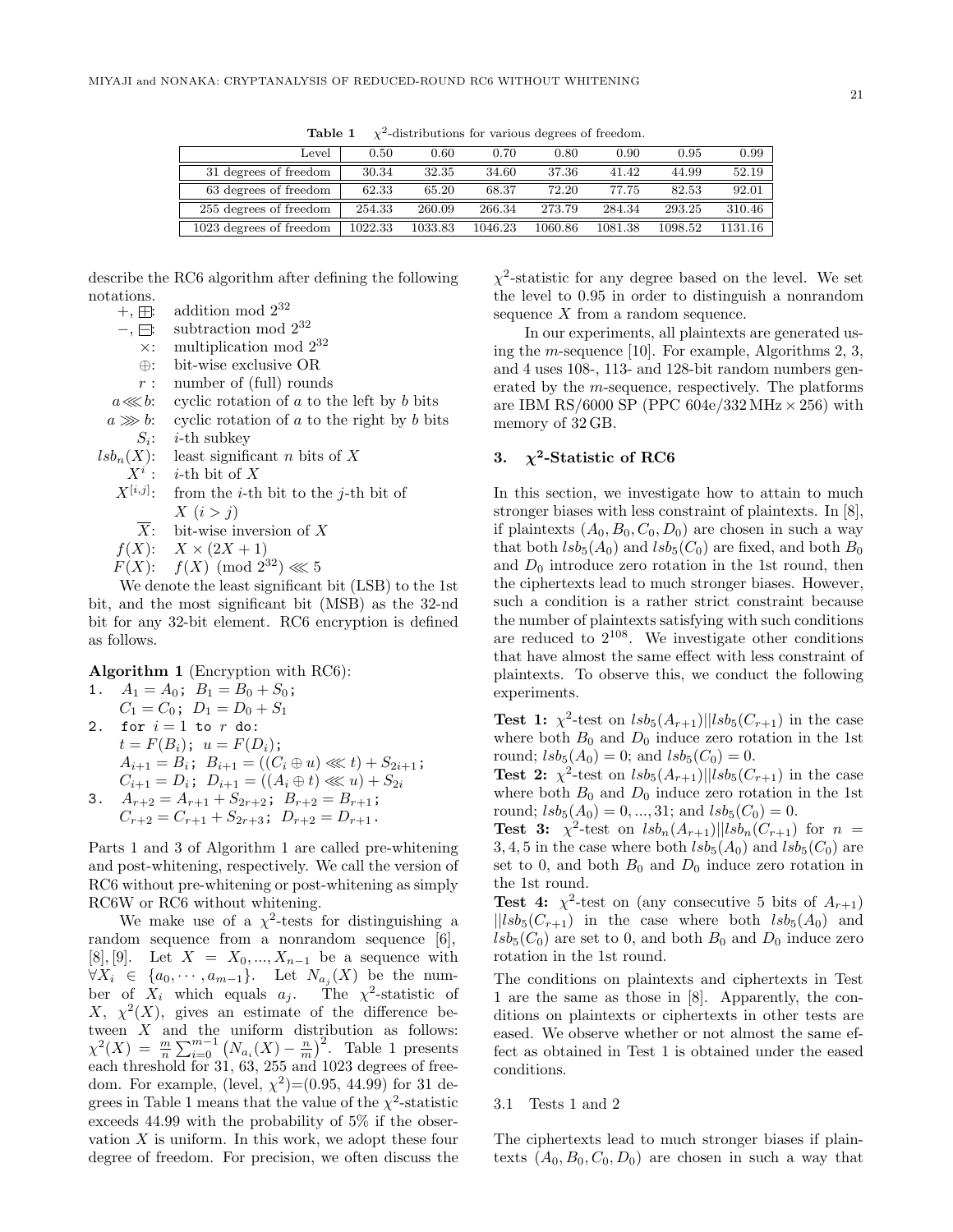**Table 1** $\chi^2$-distributions for various degrees of freedom.

| Level | 0.50 | 0.60 | 0.70 | 0.80 | 0.90 | 0.95 | 0.99 |
|---|---|---|---|---|---|---|---|
| 31 degrees of freedom | 30.34 | 32.35 | 34.60 | 37.36 | 41.42 | 44.99 | 52.19 |
| 63 degrees of freedom | 62.33 | 65.20 | 68.37 | 72.20 | 77.75 | 82.53 | 92.01 |
| 255 degrees of freedom | 254.33 | 260.09 | 266.34 | 273.79 | 284.34 | 293.25 | 310.46 |
| 1023 degrees of freedom | 1022.33 | 1033.83 | 1046.23 | 1060.86 | 1081.38 | 1098.52 | 1131.16 |

describe the RC6 algorithm after defining the following notations.

- $+, \boxplus$: addition mod $2^{32}$
- $-, \boxminus$: subtraction mod $2^{32}$
- $\times$: multiplication mod $2^{32}$
- $\oplus$: bit-wise exclusive OR
- $r$ : number of (full) rounds
- $a \lll b$: cyclic rotation of $a$ to the left by $b$ bits
- $a \ggg b$: cyclic rotation of $a$ to the right by $b$ bits
- $S_i$: $i$-th subkey
- $lsb_n(X)$: least significant $n$ bits of $X$
- $X^i$ : $i$-th bit of $X$
- $X^{[i,j]}$: from the $i$-th bit to the $j$-th bit of $X$ $(i > j)$
- $\overline{X}$: bit-wise inversion of $X$
- $f(X)$: $X \times (2X + 1)$
- $F(X)$: $f(X) \pmod{2^{32}} \lll 5$

We denote the least significant bit (LSB) to the 1st bit, and the most significant bit (MSB) as the 32-nd bit for any 32-bit element. RC6 encryption is defined as follows.

**Algorithm 1** (Encryption with RC6):

1. $A_1 = A_0$; $B_1 = B_0 + S_0$;
   $C_1 = C_0$; $D_1 = D_0 + S_1$
2. for $i = 1$ to $r$ do:
   $t = F(B_i)$; $u = F(D_i)$;
   $A_{i+1} = B_i$; $B_{i+1} = ((C_i \oplus u) \lll t) + S_{2i+1}$;
   $C_{i+1} = D_i$; $D_{i+1} = ((A_i \oplus t) \lll u) + S_{2i}$
3. $A_{r+2} = A_{r+1} + S_{2r+2}$; $B_{r+2} = B_{r+1}$;
   $C_{r+2} = C_{r+1} + S_{2r+3}$; $D_{r+2} = D_{r+1}$.

Parts 1 and 3 of Algorithm 1 are called pre-whitening and post-whitening, respectively. We call the version of RC6 without pre-whitening or post-whitening as simply RC6W or RC6 without whitening.

We make use of a $\chi^2$-tests for distinguishing a random sequence from a nonrandom sequence [6], [8], [9]. Let $X = X_0, ..., X_{n-1}$ be a sequence with $\forall X_i \in \{a_0, \cdots, a_{m-1}\}$. Let $N_{a_j}(X)$ be the number of $X_i$ which equals $a_j$. The $\chi^2$-statistic of $X$, $\chi^2(X)$, gives an estimate of the difference between $X$ and the uniform distribution as follows: $\chi^2(X) = \frac{m}{n}\sum_{i=0}^{m-1}\left(N_{a_i}(X) - \frac{n}{m}\right)^2$. Table 1 presents each threshold for 31, 63, 255 and 1023 degrees of freedom. For example, (level, $\chi^2$)=(0.95, 44.99) for 31 degrees in Table 1 means that the value of the $\chi^2$-statistic exceeds 44.99 with the probability of 5% if the observation $X$ is uniform. In this work, we adopt these four degree of freedom. For precision, we often discuss the $\chi^2$-statistic for any degree based on the level. We set the level to 0.95 in order to distinguish a nonrandom sequence $X$ from a random sequence.

In our experiments, all plaintexts are generated using the $m$-sequence [10]. For example, Algorithms 2, 3, and 4 uses 108-, 113- and 128-bit random numbers generated by the $m$-sequence, respectively. The platforms are IBM RS/6000 SP (PPC 604e/332 MHz × 256) with memory of 32 GB.

## 3. $\chi^2$-Statistic of RC6

In this section, we investigate how to attain to much stronger biases with less constraint of plaintexts. In [8], if plaintexts $(A_0, B_0, C_0, D_0)$ are chosen in such a way that both $lsb_5(A_0)$ and $lsb_5(C_0)$ are fixed, and both $B_0$ and $D_0$ introduce zero rotation in the 1st round, then the ciphertexts lead to much stronger biases. However, such a condition is a rather strict constraint because the number of plaintexts satisfying with such conditions are reduced to $2^{108}$. We investigate other conditions that have almost the same effect with less constraint of plaintexts. To observe this, we conduct the following experiments.

**Test 1:** $\chi^2$-test on $lsb_5(A_{r+1})||lsb_5(C_{r+1})$ in the case where both $B_0$ and $D_0$ induce zero rotation in the 1st round; $lsb_5(A_0) = 0$; and $lsb_5(C_0) = 0$.

**Test 2:** $\chi^2$-test on $lsb_5(A_{r+1})||lsb_5(C_{r+1})$ in the case where both $B_0$ and $D_0$ induce zero rotation in the 1st round; $lsb_5(A_0) = 0, ..., 31$; and $lsb_5(C_0) = 0$.

**Test 3:** $\chi^2$-test on $lsb_n(A_{r+1})||lsb_n(C_{r+1})$ for $n = 3, 4, 5$ in the case where both $lsb_5(A_0)$ and $lsb_5(C_0)$ are set to 0, and both $B_0$ and $D_0$ induce zero rotation in the 1st round.

**Test 4:** $\chi^2$-test on (any consecutive 5 bits of $A_{r+1}$) $||lsb_5(C_{r+1})$ in the case where both $lsb_5(A_0)$ and $lsb_5(C_0)$ are set to 0, and both $B_0$ and $D_0$ induce zero rotation in the 1st round.

The conditions on plaintexts and ciphertexts in Test 1 are the same as those in [8]. Apparently, the conditions on plaintexts or ciphertexts in other tests are eased. We observe whether or not almost the same effect as obtained in Test 1 is obtained under the eased conditions.

### 3.1 Tests 1 and 2

The ciphertexts lead to much stronger biases if plaintexts $(A_0, B_0, C_0, D_0)$ are chosen in such a way that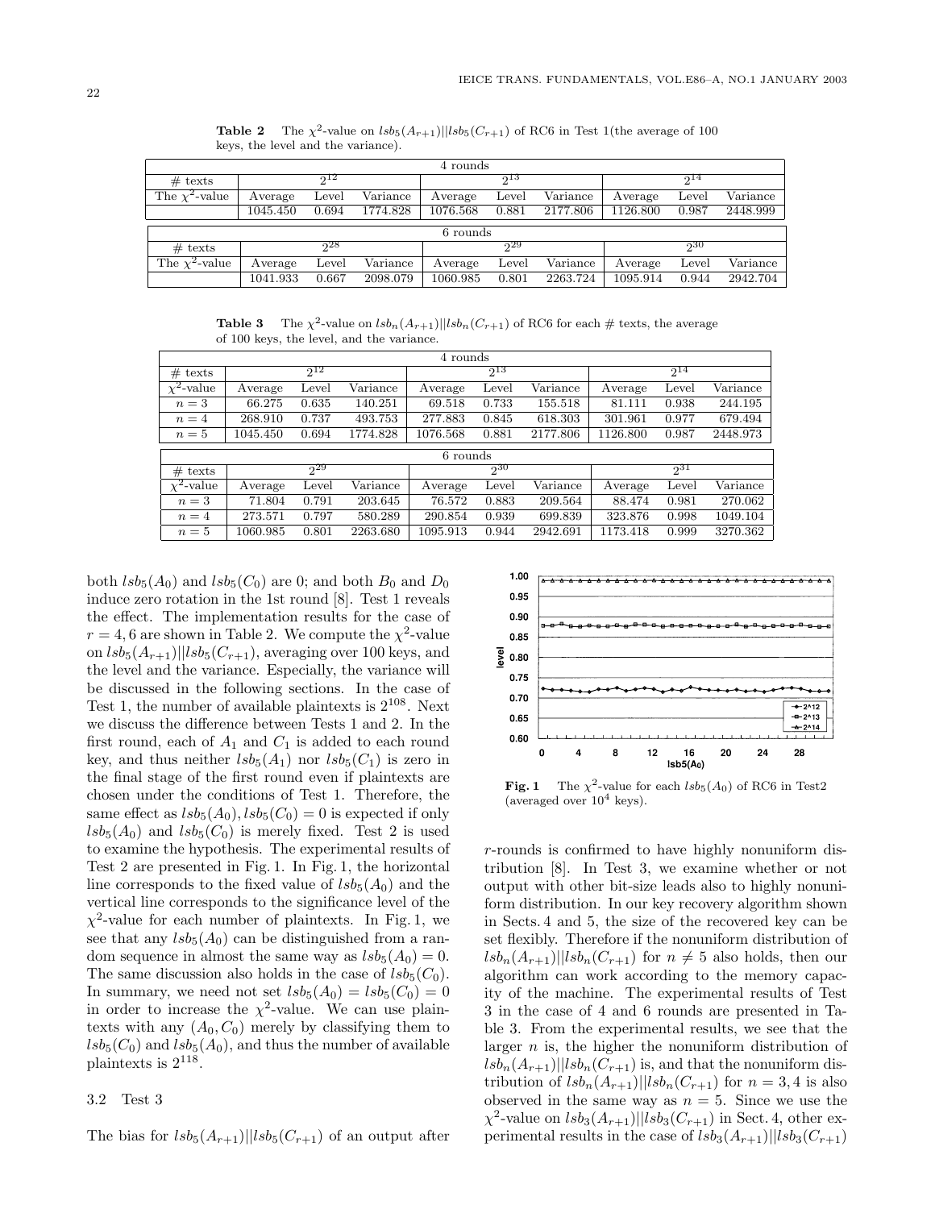**Table 2** The $\chi^2$-value on $lsb_5(A_{r+1})||lsb_5(C_{r+1})$ of RC6 in Test 1(the average of 100 keys, the level and the variance).

| 4 rounds | | | | | | | | | |
|---|---|---|---|---|---|---|---|---|---|
| # texts | $2^{12}$ | | | $2^{13}$ | | | $2^{14}$ | | |
| The $\chi^2$-value | Average | Level | Variance | Average | Level | Variance | Average | Level | Variance |
| | 1045.450 | 0.694 | 1774.828 | 1076.568 | 0.881 | 2177.806 | 1126.800 | 0.987 | 2448.999 |

| 6 rounds | | | | | | | | | |
|---|---|---|---|---|---|---|---|---|---|
| # texts | $2^{28}$ | | | $2^{29}$ | | | $2^{30}$ | | |
| The $\chi^2$-value | Average | Level | Variance | Average | Level | Variance | Average | Level | Variance |
| | 1041.933 | 0.667 | 2098.079 | 1060.985 | 0.801 | 2263.724 | 1095.914 | 0.944 | 2942.704 |

**Table 3** The $\chi^2$-value on $lsb_n(A_{r+1})||lsb_n(C_{r+1})$ of RC6 for each # texts, the average of 100 keys, the level, and the variance.

| 4 rounds | | | | | | | | | |
|---|---|---|---|---|---|---|---|---|---|
| # texts | $2^{12}$ | | | $2^{13}$ | | | $2^{14}$ | | |
| $\chi^2$-value | Average | Level | Variance | Average | Level | Variance | Average | Level | Variance |
| $n = 3$ | 66.275 | 0.635 | 140.251 | 69.518 | 0.733 | 155.518 | 81.111 | 0.938 | 244.195 |
| $n = 4$ | 268.910 | 0.737 | 493.753 | 277.883 | 0.845 | 618.303 | 301.961 | 0.977 | 679.494 |
| $n = 5$ | 1045.450 | 0.694 | 1774.828 | 1076.568 | 0.881 | 2177.806 | 1126.800 | 0.987 | 2448.973 |

| 6 rounds | | | | | | | | | |
|---|---|---|---|---|---|---|---|---|---|
| # texts | $2^{29}$ | | | $2^{30}$ | | | $2^{31}$ | | |
| $\chi^2$-value | Average | Level | Variance | Average | Level | Variance | Average | Level | Variance |
| $n = 3$ | 71.804 | 0.791 | 203.645 | 76.572 | 0.883 | 209.564 | 88.474 | 0.981 | 270.062 |
| $n = 4$ | 273.571 | 0.797 | 580.289 | 290.854 | 0.939 | 699.839 | 323.876 | 0.998 | 1049.104 |
| $n = 5$ | 1060.985 | 0.801 | 2263.680 | 1095.913 | 0.944 | 2942.691 | 1173.418 | 0.999 | 3270.362 |

both $lsb_5(A_0)$ and $lsb_5(C_0)$ are 0; and both $B_0$ and $D_0$ induce zero rotation in the 1st round [8]. Test 1 reveals the effect. The implementation results for the case of $r = 4, 6$ are shown in Table 2. We compute the $\chi^2$-value on $lsb_5(A_{r+1})||lsb_5(C_{r+1})$, averaging over 100 keys, and the level and the variance. Especially, the variance will be discussed in the following sections. In the case of Test 1, the number of available plaintexts is $2^{108}$. Next we discuss the difference between Tests 1 and 2. In the first round, each of $A_1$ and $C_1$ is added to each round key, and thus neither $lsb_5(A_1)$ nor $lsb_5(C_1)$ is zero in the final stage of the first round even if plaintexts are chosen under the conditions of Test 1. Therefore, the same effect as $lsb_5(A_0), lsb_5(C_0) = 0$ is expected if only $lsb_5(A_0)$ and $lsb_5(C_0)$ is merely fixed. Test 2 is used to examine the hypothesis. The experimental results of Test 2 are presented in Fig. 1. In Fig. 1, the horizontal line corresponds to the fixed value of $lsb_5(A_0)$ and the vertical line corresponds to the significance level of the $\chi^2$-value for each number of plaintexts. In Fig. 1, we see that any $lsb_5(A_0)$ can be distinguished from a random sequence in almost the same way as $lsb_5(A_0) = 0$. The same discussion also holds in the case of $lsb_5(C_0)$. In summary, we need not set $lsb_5(A_0) = lsb_5(C_0) = 0$ in order to increase the $\chi^2$-value. We can use plaintexts with any $(A_0, C_0)$ merely by classifying them to $lsb_5(C_0)$ and $lsb_5(A_0)$, and thus the number of available plaintexts is $2^{118}$.

**Fig. 1** The $\chi^2$-value for each $lsb_5(A_0)$ of RC6 in Test2 (averaged over $10^4$ keys).

### 3.2 Test 3

The bias for $lsb_5(A_{r+1})||lsb_5(C_{r+1})$ of an output after $r$-rounds is confirmed to have highly nonuniform distribution [8]. In Test 3, we examine whether or not output with other bit-size leads also to highly nonuniform distribution. In our key recovery algorithm shown in Sects. 4 and 5, the size of the recovered key can be set flexibly. Therefore if the nonuniform distribution of $lsb_n(A_{r+1})||lsb_n(C_{r+1})$ for $n \neq 5$ also holds, then our algorithm can work according to the memory capacity of the machine. The experimental results of Test 3 in the case of 4 and 6 rounds are presented in Table 3. From the experimental results, we see that the larger $n$ is, the higher the nonuniform distribution of $lsb_n(A_{r+1})||lsb_n(C_{r+1})$ is, and that the nonuniform distribution of $lsb_n(A_{r+1})||lsb_n(C_{r+1})$ for $n = 3, 4$ is also observed in the same way as $n = 5$. Since we use the $\chi^2$-value on $lsb_3(A_{r+1})||lsb_3(C_{r+1})$ in Sect. 4, other experimental results in the case of $lsb_3(A_{r+1})||lsb_3(C_{r+1})$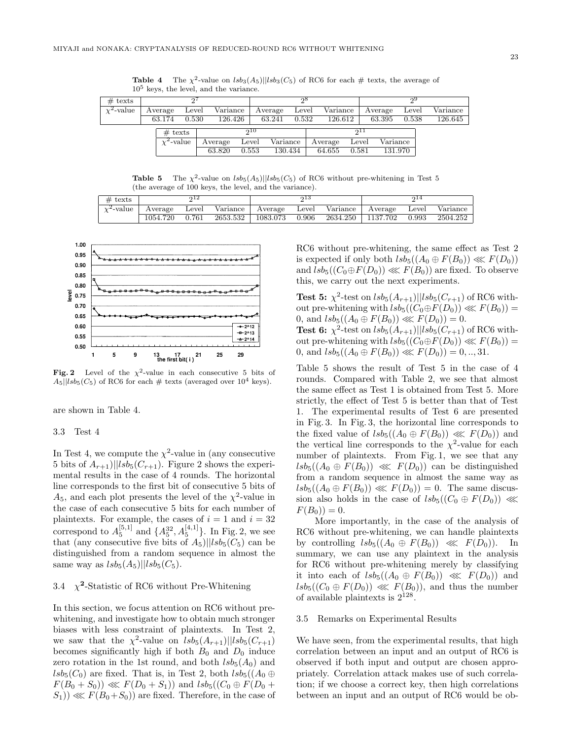**Table 4** The $\chi^2$-value on $lsb_3(A_5)||lsb_3(C_5)$ of RC6 for each # texts, the average of $10^5$ keys, the level, and the variance.

| # texts | $2^7$ | | | $2^8$ | | | $2^9$ | | |
|---|---|---|---|---|---|---|---|---|---|
| $\chi^2$-value | Average | Level | Variance | Average | Level | Variance | Average | Level | Variance |
| | 63.174 | 0.530 | 126.426 | 63.241 | 0.532 | 126.612 | 63.395 | 0.538 | 126.645 |

| # texts | $2^{10}$ | | | $2^{11}$ | | |
|---|---|---|---|---|---|---|
| $\chi^2$-value | Average | Level | Variance | Average | Level | Variance |
| | 63.820 | 0.553 | 130.434 | 64.655 | 0.581 | 131.970 |

**Table 5** The $\chi^2$-value on $lsb_5(A_5)||lsb_5(C_5)$ of RC6 without pre-whitening in Test 5 (the average of 100 keys, the level, and the variance).

| # texts | $2^{12}$ | | | $2^{13}$ | | | $2^{14}$ | | |
|---|---|---|---|---|---|---|---|---|---|
| $\chi^2$-value | Average | Level | Variance | Average | Level | Variance | Average | Level | Variance |
| | 1054.720 | 0.761 | 2653.532 | 1083.073 | 0.906 | 2634.250 | 1137.702 | 0.993 | 2504.252 |

**Fig. 2** Level of the $\chi^2$-value in each consecutive 5 bits of $A_5||lsb_5(C_5)$ of RC6 for each # texts (averaged over $10^4$ keys).

are shown in Table 4.

### 3.3 Test 4

In Test 4, we compute the $\chi^2$-value in (any consecutive 5 bits of $A_{r+1})||lsb_5(C_{r+1})$. Figure 2 shows the experimental results in the case of 4 rounds. The horizontal line corresponds to the first bit of consecutive 5 bits of $A_5$, and each plot presents the level of the $\chi^2$-value in the case of each consecutive 5 bits for each number of plaintexts. For example, the cases of $i = 1$ and $i = 32$ correspond to $A_5^{[5,1]}$ and $\{A_5^{32}, A_5^{[4,1]}\}$. In Fig. 2, we see that (any consecutive five bits of $A_5)||lsb_5(C_5)$ can be distinguished from a random sequence in almost the same way as $lsb_5(A_5)||lsb_5(C_5)$.

### 3.4 $\chi^2$-Statistic of RC6 without Pre-Whitening

In this section, we focus attention on RC6 without pre-whitening, and investigate how to obtain much stronger biases with less constraint of plaintexts. In Test 2, we saw that the $\chi^2$-value on $lsb_5(A_{r+1})||lsb_5(C_{r+1})$ becomes significantly high if both $B_0$ and $D_0$ induce zero rotation in the 1st round, and both $lsb_5(A_0)$ and $lsb_5(C_0)$ are fixed. That is, in Test 2, both $lsb_5((A_0 \oplus F(B_0 + S_0)) \lll F(D_0 + S_1))$ and $lsb_5((C_0 \oplus F(D_0 + S_1)) \lll F(B_0+S_0))$ are fixed. Therefore, in the case of RC6 without pre-whitening, the same effect as Test 2 is expected if only both $lsb_5((A_0 \oplus F(B_0)) \lll F(D_0))$ and $lsb_5((C_0 \oplus F(D_0)) \lll F(B_0))$ are fixed. To observe this, we carry out the next experiments.

**Test 5:** $\chi^2$-test on $lsb_5(A_{r+1})||lsb_5(C_{r+1})$ of RC6 without pre-whitening with $lsb_5((C_0 \oplus F(D_0)) \lll F(B_0)) = 0$, and $lsb_5((A_0 \oplus F(B_0)) \lll F(D_0)) = 0$.

**Test 6:** $\chi^2$-test on $lsb_5(A_{r+1})||lsb_5(C_{r+1})$ of RC6 without pre-whitening with $lsb_5((C_0 \oplus F(D_0)) \lll F(B_0)) = 0$, and $lsb_5((A_0 \oplus F(B_0)) \lll F(D_0)) = 0, .., 31$.

Table 5 shows the result of Test 5 in the case of 4 rounds. Compared with Table 2, we see that almost the same effect as Test 1 is obtained from Test 5. More strictly, the effect of Test 5 is better than that of Test 1. The experimental results of Test 6 are presented in Fig. 3. In Fig. 3, the horizontal line corresponds to the fixed value of $lsb_5((A_0 \oplus F(B_0)) \lll F(D_0))$ and the vertical line corresponds to the $\chi^2$-value for each number of plaintexts. From Fig. 1, we see that any $lsb_5((A_0 \oplus F(B_0)) \lll F(D_0))$ can be distinguished from a random sequence in almost the same way as $lsb_5((A_0 \oplus F(B_0)) \lll F(D_0)) = 0$. The same discussion also holds in the case of $lsb_5((C_0 \oplus F(D_0)) \lll F(B_0)) = 0$.

More importantly, in the case of the analysis of RC6 without pre-whitening, we can handle plaintexts by controlling $lsb_5((A_0 \oplus F(B_0)) \lll F(D_0))$. In summary, we can use any plaintext in the analysis for RC6 without pre-whitening merely by classifying it into each of $lsb_5((A_0 \oplus F(B_0)) \lll F(D_0))$ and $lsb_5((C_0 \oplus F(D_0)) \lll F(B_0))$, and thus the number of available plaintexts is $2^{128}$.

### 3.5 Remarks on Experimental Results

We have seen, from the experimental results, that high correlation between an input and an output of RC6 is observed if both input and output are chosen appropriately. Correlation attack makes use of such correlation; if we choose a correct key, then high correlations between an input and an output of RC6 would be ob-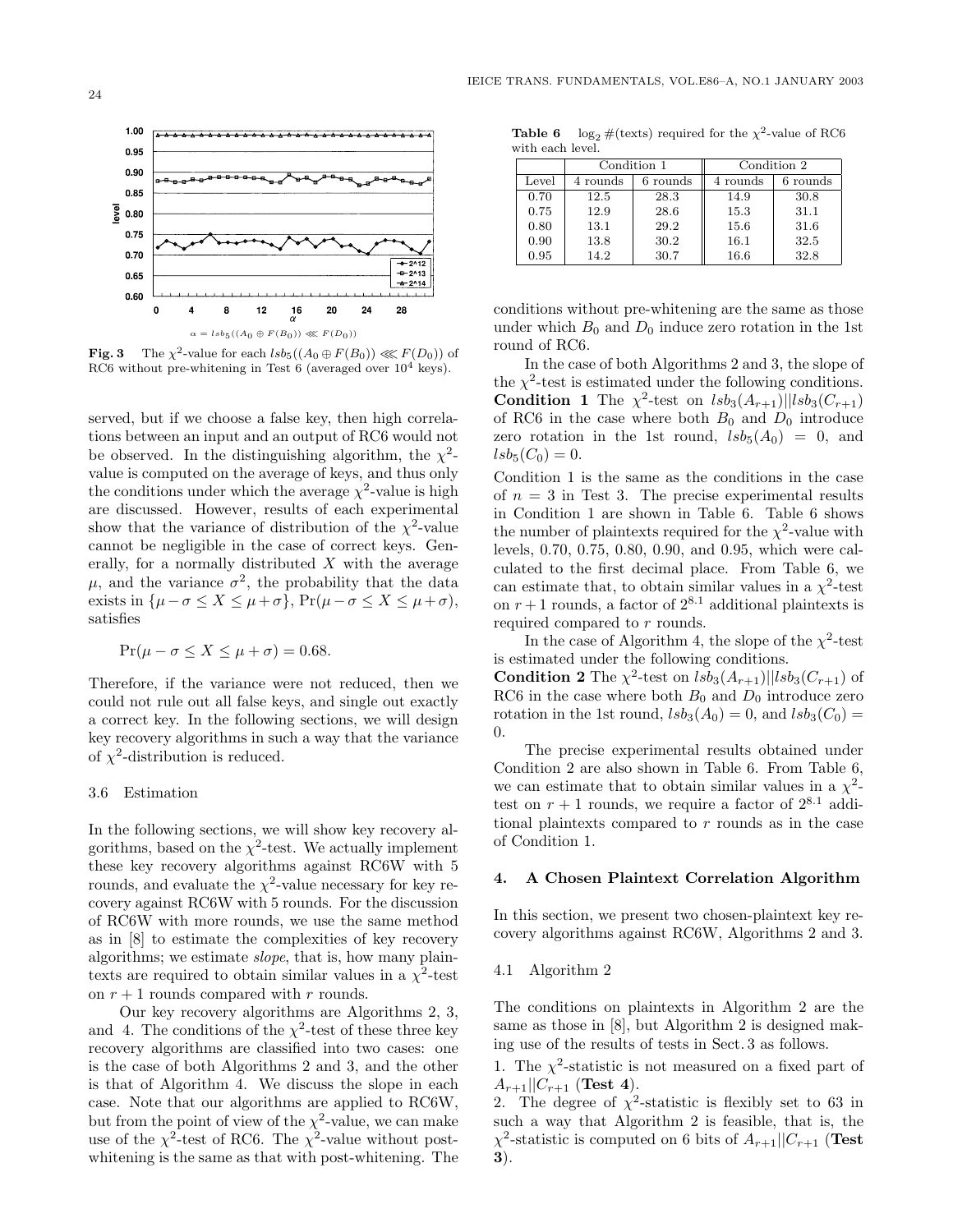**Fig. 3** The $\chi^2$-value for each $lsb_5((A_0 \oplus F(B_0)) \lll F(D_0))$ of RC6 without pre-whitening in Test 6 (averaged over $10^4$ keys).

served, but if we choose a false key, then high correlations between an input and an output of RC6 would not be observed. In the distinguishing algorithm, the $\chi^2$-value is computed on the average of keys, and thus only the conditions under which the average $\chi^2$-value is high are discussed. However, results of each experimental show that the variance of distribution of the $\chi^2$-value cannot be negligible in the case of correct keys. Generally, for a normally distributed $X$ with the average $\mu$, and the variance $\sigma^2$, the probability that the data exists in $\{\mu - \sigma \leq X \leq \mu + \sigma\}$, $\Pr(\mu - \sigma \leq X \leq \mu + \sigma)$, satisfies

$$\Pr(\mu - \sigma \leq X \leq \mu + \sigma) = 0.68.$$

Therefore, if the variance were not reduced, then we could not rule out all false keys, and single out exactly a correct key. In the following sections, we will design key recovery algorithms in such a way that the variance of $\chi^2$-distribution is reduced.

### 3.6 Estimation

In the following sections, we will show key recovery algorithms, based on the $\chi^2$-test. We actually implement these key recovery algorithms against RC6W with 5 rounds, and evaluate the $\chi^2$-value necessary for key recovery against RC6W with 5 rounds. For the discussion of RC6W with more rounds, we use the same method as in [8] to estimate the complexities of key recovery algorithms; we estimate *slope*, that is, how many plaintexts are required to obtain similar values in a $\chi^2$-test on $r+1$ rounds compared with $r$ rounds.

Our key recovery algorithms are Algorithms 2, 3, and 4. The conditions of the $\chi^2$-test of these three key recovery algorithms are classified into two cases: one is the case of both Algorithms 2 and 3, and the other is that of Algorithm 4. We discuss the slope in each case. Note that our algorithms are applied to RC6W, but from the point of view of the $\chi^2$-value, we can make use of the $\chi^2$-test of RC6. The $\chi^2$-value without post-whitening is the same as that with post-whitening. The conditions without pre-whitening are the same as those under which $B_0$ and $D_0$ induce zero rotation in the 1st round of RC6.

In the case of both Algorithms 2 and 3, the slope of the $\chi^2$-test is estimated under the following conditions.

**Condition 1** The $\chi^2$-test on $lsb_3(A_{r+1})||lsb_3(C_{r+1})$ of RC6 in the case where both $B_0$ and $D_0$ introduce zero rotation in the 1st round, $lsb_5(A_0) = 0$, and $lsb_5(C_0) = 0$.

Condition 1 is the same as the conditions in the case of $n = 3$ in Test 3. The precise experimental results in Condition 1 are shown in Table 6. Table 6 shows the number of plaintexts required for the $\chi^2$-value with levels, 0.70, 0.75, 0.80, 0.90, and 0.95, which were calculated to the first decimal place. From Table 6, we can estimate that, to obtain similar values in a $\chi^2$-test on $r+1$ rounds, a factor of $2^{8.1}$ additional plaintexts is required compared to $r$ rounds.

**Table 6** $\log_2 \#$(texts) required for the $\chi^2$-value of RC6 with each level.

| | Condition 1 | | Condition 2 | |
|---|---|---|---|---|
| Level | 4 rounds | 6 rounds | 4 rounds | 6 rounds |
| 0.70 | 12.5 | 28.3 | 14.9 | 30.8 |
| 0.75 | 12.9 | 28.6 | 15.3 | 31.1 |
| 0.80 | 13.1 | 29.2 | 15.6 | 31.6 |
| 0.90 | 13.8 | 30.2 | 16.1 | 32.5 |
| 0.95 | 14.2 | 30.7 | 16.6 | 32.8 |

In the case of Algorithm 4, the slope of the $\chi^2$-test is estimated under the following conditions.

**Condition 2** The $\chi^2$-test on $lsb_3(A_{r+1})||lsb_3(C_{r+1})$ of RC6 in the case where both $B_0$ and $D_0$ introduce zero rotation in the 1st round, $lsb_3(A_0) = 0$, and $lsb_3(C_0) = 0$.

The precise experimental results obtained under Condition 2 are also shown in Table 6. From Table 6, we can estimate that to obtain similar values in a $\chi^2$-test on $r+1$ rounds, we require a factor of $2^{8.1}$ additional plaintexts compared to $r$ rounds as in the case of Condition 1.

## 4. A Chosen Plaintext Correlation Algorithm

In this section, we present two chosen-plaintext key recovery algorithms against RC6W, Algorithms 2 and 3.

### 4.1 Algorithm 2

The conditions on plaintexts in Algorithm 2 are the same as those in [8], but Algorithm 2 is designed making use of the results of tests in Sect. 3 as follows.

1. The $\chi^2$-statistic is not measured on a fixed part of $A_{r+1}||C_{r+1}$ (**Test 4**).
2. The degree of $\chi^2$-statistic is flexibly set to 63 in such a way that Algorithm 2 is feasible, that is, the $\chi^2$-statistic is computed on 6 bits of $A_{r+1}||C_{r+1}$ (**Test 3**).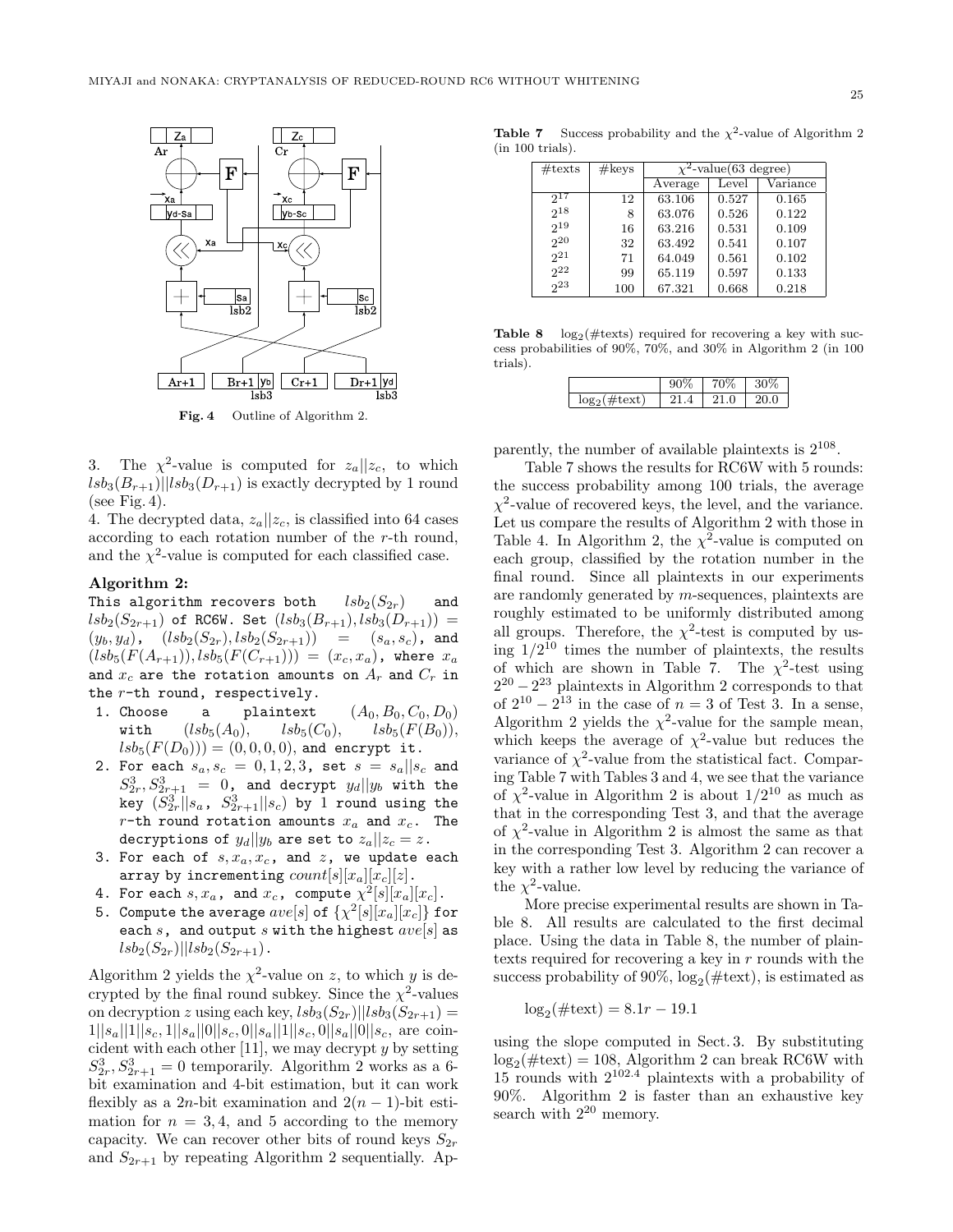Fig. 4 Outline of Algorithm 2.

3. The $\chi^2$-value is computed for $z_a||z_c$, to which $lsb_3(B_{r+1})||lsb_3(D_{r+1})$ is exactly decrypted by 1 round (see Fig. 4).

4. The decrypted data, $z_a||z_c$, is classified into 64 cases according to each rotation number of the $r$-th round, and the $\chi^2$-value is computed for each classified case.

**Algorithm 2:**

This algorithm recovers both $lsb_2(S_{2r})$ and $lsb_2(S_{2r+1})$ of RC6W. Set $(lsb_3(B_{r+1}), lsb_3(D_{r+1})) = (y_b, y_d)$, $(lsb_2(S_{2r}), lsb_2(S_{2r+1})) = (s_a, s_c)$, and $(lsb_5(F(A_{r+1})), lsb_5(F(C_{r+1}))) = (x_c, x_a)$, where $x_a$ and $x_c$ are the rotation amounts on $A_r$ and $C_r$ in the $r$-th round, respectively.

1. Choose a plaintext $(A_0, B_0, C_0, D_0)$ with $(lsb_5(A_0), lsb_5(C_0), lsb_5(F(B_0)), lsb_5(F(D_0))) = (0, 0, 0, 0)$, and encrypt it.
2. For each $s_a, s_c = 0, 1, 2, 3$, set $s = s_a||s_c$ and $S^3_{2r}, S^3_{2r+1} = 0$, and decrypt $y_d||y_b$ with the key $(S^3_{2r}||s_a,\ S^3_{2r+1}||s_c)$ by 1 round using the $r$-th round rotation amounts $x_a$ and $x_c$. The decryptions of $y_d||y_b$ are set to $z_a||z_c = z$.
3. For each of $s, x_a, x_c$, and $z$, we update each array by incrementing $count[s][x_a][x_c][z]$.
4. For each $s, x_a$, and $x_c$, compute $\chi^2[s][x_a][x_c]$.
5. Compute the average $ave[s]$ of $\{\chi^2[s][x_a][x_c]\}$ for each $s$, and output $s$ with the highest $ave[s]$ as $lsb_2(S_{2r})||lsb_2(S_{2r+1})$.

Algorithm 2 yields the $\chi^2$-value on $z$, to which $y$ is decrypted by the final round subkey. Since the $\chi^2$-values on decryption $z$ using each key, $lsb_3(S_{2r})||lsb_3(S_{2r+1}) = 1||s_a||1||s_c, 1||s_a||0||s_c, 0||s_a||1||s_c, 0||s_a||0||s_c$, are coincident with each other [11], we may decrypt $y$ by setting $S^3_{2r}, S^3_{2r+1} = 0$ temporarily. Algorithm 2 works as a 6-bit examination and 4-bit estimation, but it can work flexibly as a $2n$-bit examination and $2(n-1)$-bit estimation for $n = 3, 4$, and 5 according to the memory capacity. We can recover other bits of round keys $S_{2r}$ and $S_{2r+1}$ by repeating Algorithm 2 sequentially. Apparently, the number of available plaintexts is $2^{108}$.

**Table 7** Success probability and the $\chi^2$-value of Algorithm 2 (in 100 trials).

| #texts | #keys | $\chi^2$-value(63 degree) | | |
|---|---|---|---|---|
| | | Average | Level | Variance |
| $2^{17}$ | 12 | 63.106 | 0.527 | 0.165 |
| $2^{18}$ | 8 | 63.076 | 0.526 | 0.122 |
| $2^{19}$ | 16 | 63.216 | 0.531 | 0.109 |
| $2^{20}$ | 32 | 63.492 | 0.541 | 0.107 |
| $2^{21}$ | 71 | 64.049 | 0.561 | 0.102 |
| $2^{22}$ | 99 | 65.119 | 0.597 | 0.133 |
| $2^{23}$ | 100 | 67.321 | 0.668 | 0.218 |

**Table 8** $\log_2$(#texts) required for recovering a key with success probabilities of 90%, 70%, and 30% in Algorithm 2 (in 100 trials).

| | 90% | 70% | 30% |
|---|---|---|---|
| $\log_2$(#text) | 21.4 | 21.0 | 20.0 |

Table 7 shows the results for RC6W with 5 rounds: the success probability among 100 trials, the average $\chi^2$-value of recovered keys, the level, and the variance. Let us compare the results of Algorithm 2 with those in Table 4. In Algorithm 2, the $\chi^2$-value is computed on each group, classified by the rotation number in the final round. Since all plaintexts in our experiments are randomly generated by $m$-sequences, plaintexts are roughly estimated to be uniformly distributed among all groups. Therefore, the $\chi^2$-test is computed by using $1/2^{10}$ times the number of plaintexts, the results of which are shown in Table 7. The $\chi^2$-test using $2^{20} - 2^{23}$ plaintexts in Algorithm 2 corresponds to that of $2^{10} - 2^{13}$ in the case of $n = 3$ of Test 3. In a sense, Algorithm 2 yields the $\chi^2$-value for the sample mean, which keeps the average of $\chi^2$-value but reduces the variance of $\chi^2$-value from the statistical fact. Comparing Table 7 with Tables 3 and 4, we see that the variance of $\chi^2$-value in Algorithm 2 is about $1/2^{10}$ as much as that in the corresponding Test 3, and that the average of $\chi^2$-value is almost the same as that in the corresponding Test 3. Algorithm 2 can recover a key with a rather low level by reducing the variance of the $\chi^2$-value.

More precise experimental results are shown in Table 8. All results are calculated to the first decimal place. Using the data in Table 8, the number of plaintexts required for recovering a key in $r$ rounds with the success probability of 90%, $\log_2$(#text), is estimated as

$$\log_2(\#\text{text}) = 8.1r - 19.1$$

using the slope computed in Sect. 3. By substituting $\log_2(\#\text{text}) = 108$, Algorithm 2 can break RC6W with 15 rounds with $2^{102.4}$ plaintexts with a probability of 90%. Algorithm 2 is faster than an exhaustive key search with $2^{20}$ memory.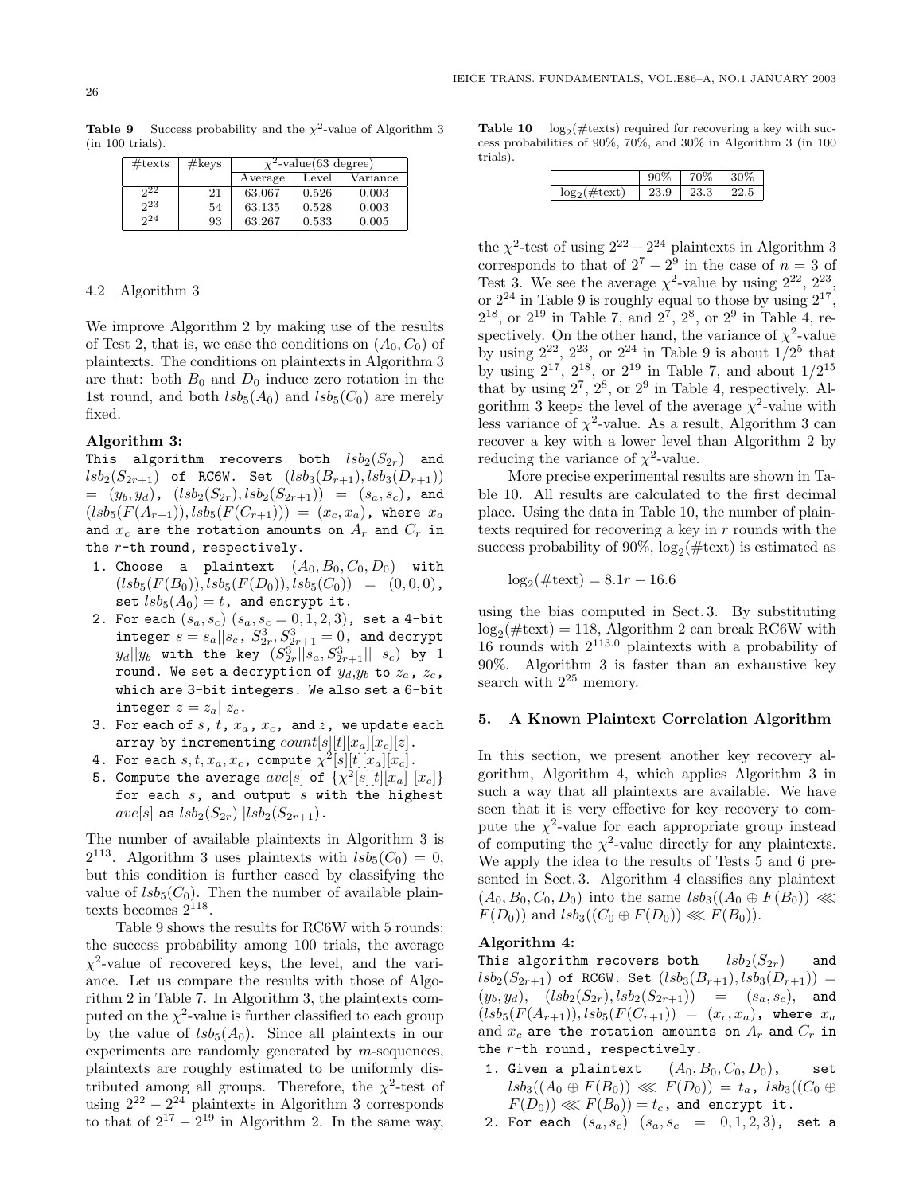**Table 9** Success probability and the $\chi^2$-value of Algorithm 3 (in 100 trials).

| #texts | #keys | $\chi^2$-value(63 degree) | | |
|---|---|---|---|---|
| | | Average | Level | Variance |
| $2^{22}$ | 21 | 63.067 | 0.526 | 0.003 |
| $2^{23}$ | 54 | 63.135 | 0.528 | 0.003 |
| $2^{24}$ | 93 | 63.267 | 0.533 | 0.005 |

### 4.2 Algorithm 3

We improve Algorithm 2 by making use of the results of Test 2, that is, we ease the conditions on $(A_0, C_0)$ of plaintexts. The conditions on plaintexts in Algorithm 3 are that: both $B_0$ and $D_0$ induce zero rotation in the 1st round, and both $lsb_5(A_0)$ and $lsb_5(C_0)$ are merely fixed.

**Algorithm 3:**

This algorithm recovers both $lsb_2(S_{2r})$ and $lsb_2(S_{2r+1})$ of RC6W. Set $(lsb_3(B_{r+1}), lsb_3(D_{r+1})) = (y_b, y_d)$, $(lsb_2(S_{2r}), lsb_2(S_{2r+1})) = (s_a, s_c)$, and $(lsb_5(F(A_{r+1})), lsb_5(F(C_{r+1}))) = (x_c, x_a)$, where $x_a$ and $x_c$ are the rotation amounts on $A_r$ and $C_r$ in the $r$-th round, respectively.

1. Choose a plaintext $(A_0, B_0, C_0, D_0)$ with $(lsb_5(F(B_0)), lsb_5(F(D_0)), lsb_5(C_0)) = (0, 0, 0)$, set $lsb_5(A_0) = t$, and encrypt it.
2. For each $(s_a, s_c)$ $(s_a, s_c = 0, 1, 2, 3)$, set a 4-bit integer $s = s_a || s_c$, $S^3_{2r}, S^3_{2r+1} = 0$, and decrypt $y_d || y_b$ with the key $(S^3_{2r} || s_a, S^3_{2r+1} ||\ s_c)$ by 1 round. We set a decryption of $y_d, y_b$ to $z_a$, $z_c$, which are 3-bit integers. We also set a 6-bit integer $z = z_a || z_c$.
3. For each of $s$, $t$, $x_a$, $x_c$, and $z$, we update each array by incrementing $count[s][t][x_a][x_c][z]$.
4. For each $s, t, x_a, x_c$, compute $\chi^2[s][t][x_a][x_c]$.
5. Compute the average $ave[s]$ of $\{\chi^2[s][t][x_a]\ [x_c]\}$ for each $s$, and output $s$ with the highest $ave[s]$ as $lsb_2(S_{2r}) || lsb_2(S_{2r+1})$.

The number of available plaintexts in Algorithm 3 is $2^{113}$. Algorithm 3 uses plaintexts with $lsb_5(C_0) = 0$, but this condition is further eased by classifying the value of $lsb_5(C_0)$. Then the number of available plaintexts becomes $2^{118}$.

Table 9 shows the results for RC6W with 5 rounds: the success probability among 100 trials, the average $\chi^2$-value of recovered keys, the level, and the variance. Let us compare the results with those of Algorithm 2 in Table 7. In Algorithm 3, the plaintexts computed on the $\chi^2$-value is further classified to each group by the value of $lsb_5(A_0)$. Since all plaintexts in our experiments are randomly generated by $m$-sequences, plaintexts are roughly estimated to be uniformly distributed among all groups. Therefore, the $\chi^2$-test of using $2^{22} - 2^{24}$ plaintexts in Algorithm 3 corresponds to that of $2^{17} - 2^{19}$ in Algorithm 2. In the same way, the $\chi^2$-test of using $2^{22} - 2^{24}$ plaintexts in Algorithm 3 corresponds to that of $2^7 - 2^9$ in the case of $n = 3$ of Test 3. We see the average $\chi^2$-value by using $2^{22}$, $2^{23}$, or $2^{24}$ in Table 9 is roughly equal to those by using $2^{17}$, $2^{18}$, or $2^{19}$ in Table 7, and $2^7$, $2^8$, or $2^9$ in Table 4, respectively. On the other hand, the variance of $\chi^2$-value by using $2^{22}$, $2^{23}$, or $2^{24}$ in Table 9 is about $1/2^5$ that by using $2^{17}$, $2^{18}$, or $2^{19}$ in Table 7, and about $1/2^{15}$ that by using $2^7$, $2^8$, or $2^9$ in Table 4, respectively. Algorithm 3 keeps the level of the average $\chi^2$-value with less variance of $\chi^2$-value. As a result, Algorithm 3 can recover a key with a lower level than Algorithm 2 by reducing the variance of $\chi^2$-value.

**Table 10** $\log_2(\#\text{texts})$ required for recovering a key with success probabilities of 90%, 70%, and 30% in Algorithm 3 (in 100 trials).

| | 90% | 70% | 30% |
|---|---|---|---|
| $\log_2(\#\text{text})$ | 23.9 | 23.3 | 22.5 |

More precise experimental results are shown in Table 10. All results are calculated to the first decimal place. Using the data in Table 10, the number of plaintexts required for recovering a key in $r$ rounds with the success probability of 90%, $\log_2(\#\text{text})$ is estimated as

$$\log_2(\#\text{text}) = 8.1r - 16.6$$

using the bias computed in Sect. 3. By substituting $\log_2(\#\text{text}) = 118$, Algorithm 2 can break RC6W with 16 rounds with $2^{113.0}$ plaintexts with a probability of 90%. Algorithm 3 is faster than an exhaustive key search with $2^{25}$ memory.

## 5. A Known Plaintext Correlation Algorithm

In this section, we present another key recovery algorithm, Algorithm 4, which applies Algorithm 3 in such a way that all plaintexts are available. We have seen that it is very effective for key recovery to compute the $\chi^2$-value for each appropriate group instead of computing the $\chi^2$-value directly for any plaintexts. We apply the idea to the results of Tests 5 and 6 presented in Sect. 3. Algorithm 4 classifies any plaintext $(A_0, B_0, C_0, D_0)$ into the same $lsb_3((A_0 \oplus F(B_0)) \lll F(D_0))$ and $lsb_3((C_0 \oplus F(D_0)) \lll F(B_0))$.

**Algorithm 4:**

This algorithm recovers both $lsb_2(S_{2r})$ and $lsb_2(S_{2r+1})$ of RC6W. Set $(lsb_3(B_{r+1}), lsb_3(D_{r+1})) = (y_b, y_d)$, $(lsb_2(S_{2r}), lsb_2(S_{2r+1})) = (s_a, s_c)$, and $(lsb_5(F(A_{r+1})), lsb_5(F(C_{r+1})) = (x_c, x_a)$, where $x_a$ and $x_c$ are the rotation amounts on $A_r$ and $C_r$ in the $r$-th round, respectively.

1. Given a plaintext $(A_0, B_0, C_0, D_0)$, set $lsb_3((A_0 \oplus F(B_0)) \lll F(D_0)) = t_a$, $lsb_3((C_0 \oplus F(D_0)) \lll F(B_0)) = t_c$, and encrypt it.
2. For each $(s_a, s_c)$ $(s_a, s_c = 0, 1, 2, 3)$, set a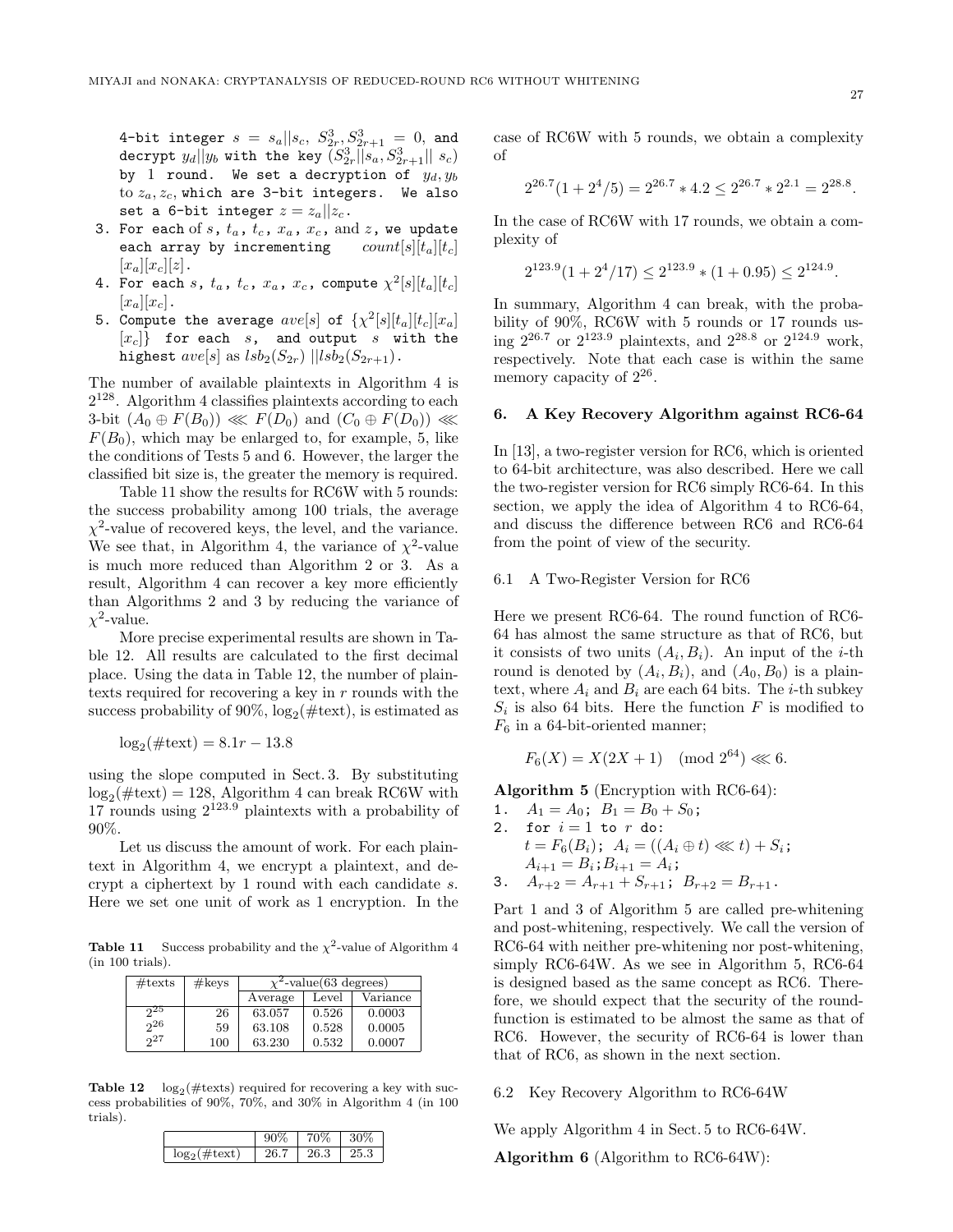4-bit integer $s = s_a || s_c$, $S^3_{2r}, S^3_{2r+1} = 0$, and decrypt $y_d || y_b$ with the key $(S^3_{2r} || s_a, S^3_{2r+1} || s_c)$ by 1 round. We set a decryption of $y_d, y_b$ to $z_a, z_c$, which are 3-bit integers. We also set a 6-bit integer $z = z_a || z_c$.

3. For each of $s$, $t_a$, $t_c$, $x_a$, $x_c$, and $z$, we update each array by incrementing $count[s][t_a][t_c][x_a][x_c][z]$.
4. For each $s$, $t_a$, $t_c$, $x_a$, $x_c$, compute $\chi^2[s][t_a][t_c][x_a][x_c]$.
5. Compute the average $ave[s]$ of $\{\chi^2[s][t_a][t_c][x_a][x_c]\}$ for each $s$, and output $s$ with the highest $ave[s]$ as $lsb_2(S_{2r}) || lsb_2(S_{2r+1})$.

The number of available plaintexts in Algorithm 4 is $2^{128}$. Algorithm 4 classifies plaintexts according to each 3-bit $(A_0 \oplus F(B_0)) \lll F(D_0)$ and $(C_0 \oplus F(D_0)) \lll F(B_0)$, which may be enlarged to, for example, 5, like the conditions of Tests 5 and 6. However, the larger the classified bit size is, the greater the memory is required.

Table 11 show the results for RC6W with 5 rounds: the success probability among 100 trials, the average $\chi^2$-value of recovered keys, the level, and the variance. We see that, in Algorithm 4, the variance of $\chi^2$-value is much more reduced than Algorithm 2 or 3. As a result, Algorithm 4 can recover a key more efficiently than Algorithms 2 and 3 by reducing the variance of $\chi^2$-value.

More precise experimental results are shown in Table 12. All results are calculated to the first decimal place. Using the data in Table 12, the number of plaintexts required for recovering a key in $r$ rounds with the success probability of 90%, $\log_2(\#\text{text})$, is estimated as

$$\log_2(\#\text{text}) = 8.1r - 13.8$$

using the slope computed in Sect. 3. By substituting $\log_2(\#\text{text}) = 128$, Algorithm 4 can break RC6W with 17 rounds using $2^{123.9}$ plaintexts with a probability of 90%.

Let us discuss the amount of work. For each plaintext in Algorithm 4, we encrypt a plaintext, and decrypt a ciphertext by 1 round with each candidate $s$. Here we set one unit of work as 1 encryption. In the case of RC6W with 5 rounds, we obtain a complexity of

$$2^{26.7}(1 + 2^4/5) = 2^{26.7} * 4.2 \leq 2^{26.7} * 2^{2.1} = 2^{28.8}.$$

In the case of RC6W with 17 rounds, we obtain a complexity of

$$2^{123.9}(1 + 2^4/17) \leq 2^{123.9} * (1 + 0.95) \leq 2^{124.9}.$$

In summary, Algorithm 4 can break, with the probability of 90%, RC6W with 5 rounds or 17 rounds using $2^{26.7}$ or $2^{123.9}$ plaintexts, and $2^{28.8}$ or $2^{124.9}$ work, respectively. Note that each case is within the same memory capacity of $2^{26}$.

**Table 11** Success probability and the $\chi^2$-value of Algorithm 4 (in 100 trials).

| #texts | #keys | $\chi^2$-value(63 degrees) | | |
|---|---|---|---|---|
| | | Average | Level | Variance |
| $2^{25}$ | 26 | 63.057 | 0.526 | 0.0003 |
| $2^{26}$ | 59 | 63.108 | 0.528 | 0.0005 |
| $2^{27}$ | 100 | 63.230 | 0.532 | 0.0007 |

**Table 12** $\log_2(\#\text{texts})$ required for recovering a key with success probabilities of 90%, 70%, and 30% in Algorithm 4 (in 100 trials).

| | 90% | 70% | 30% |
|---|---|---|---|
| $\log_2(\#\text{text})$ | 26.7 | 26.3 | 25.3 |

## 6. A Key Recovery Algorithm against RC6-64

In [13], a two-register version for RC6, which is oriented to 64-bit architecture, was also described. Here we call the two-register version for RC6 simply RC6-64. In this section, we apply the idea of Algorithm 4 to RC6-64, and discuss the difference between RC6 and RC6-64 from the point of view of the security.

### 6.1 A Two-Register Version for RC6

Here we present RC6-64. The round function of RC6-64 has almost the same structure as that of RC6, but it consists of two units $(A_i, B_i)$. An input of the $i$-th round is denoted by $(A_i, B_i)$, and $(A_0, B_0)$ is a plaintext, where $A_i$ and $B_i$ are each 64 bits. The $i$-th subkey $S_i$ is also 64 bits. Here the function $F$ is modified to $F_6$ in a 64-bit-oriented manner;

$$F_6(X) = X(2X + 1) \pmod{2^{64}} \lll 6.$$

**Algorithm 5** (Encryption with RC6-64):

1. $A_1 = A_0$; $B_1 = B_0 + S_0$;
2. for $i = 1$ to $r$ do:
   $t = F_6(B_i)$; $A_i = ((A_i \oplus t) \lll t) + S_i$;
   $A_{i+1} = B_i$; $B_{i+1} = A_i$;
3. $A_{r+2} = A_{r+1} + S_{r+1}$; $B_{r+2} = B_{r+1}$.

Part 1 and 3 of Algorithm 5 are called pre-whitening and post-whitening, respectively. We call the version of RC6-64 with neither pre-whitening nor post-whitening, simply RC6-64W. As we see in Algorithm 5, RC6-64 is designed based as the same concept as RC6. Therefore, we should expect that the security of the round-function is estimated to be almost the same as that of RC6. However, the security of RC6-64 is lower than that of RC6, as shown in the next section.

### 6.2 Key Recovery Algorithm to RC6-64W

We apply Algorithm 4 in Sect. 5 to RC6-64W.

**Algorithm 6** (Algorithm to RC6-64W):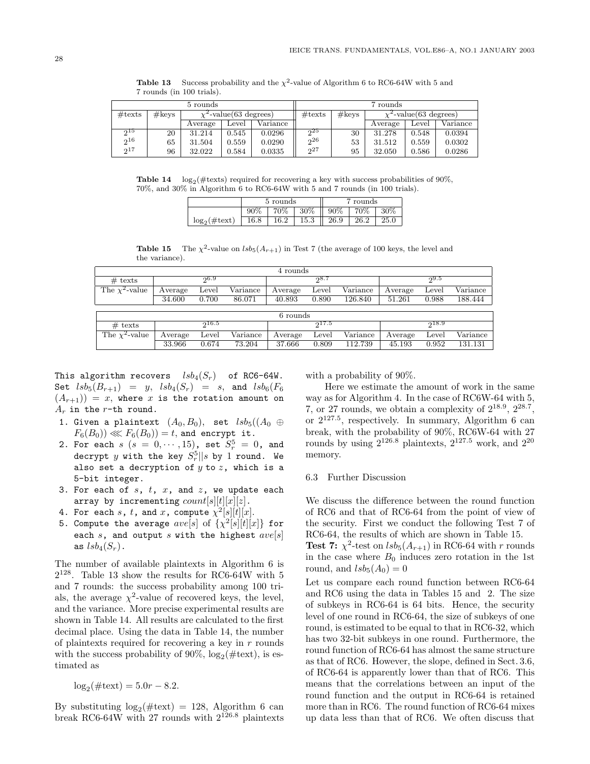**Table 13** Success probability and the $\chi^2$-value of Algorithm 6 to RC6-64W with 5 and 7 rounds (in 100 trials).

| 5 rounds | | | | | 7 rounds | | | | |
|---|---|---|---|---|---|---|---|---|---|
| #texts | #keys | $\chi^2$-value(63 degrees) | | | #texts | #keys | $\chi^2$-value(63 degrees) | | |
| | | Average | Level | Variance | | | Average | Level | Variance |
| $2^{15}$ | 20 | 31.214 | 0.545 | 0.0296 | $2^{25}$ | 30 | 31.278 | 0.548 | 0.0394 |
| $2^{16}$ | 65 | 31.504 | 0.559 | 0.0290 | $2^{26}$ | 53 | 31.512 | 0.559 | 0.0302 |
| $2^{17}$ | 96 | 32.022 | 0.584 | 0.0335 | $2^{27}$ | 95 | 32.050 | 0.586 | 0.0286 |

**Table 14** $\log_2$(#texts) required for recovering a key with success probabilities of 90%, 70%, and 30% in Algorithm 6 to RC6-64W with 5 and 7 rounds (in 100 trials).

| | 5 rounds | | | 7 rounds | | |
|---|---|---|---|---|---|---|
| | 90% | 70% | 30% | 90% | 70% | 30% |
| $\log_2$(#text) | 16.8 | 16.2 | 15.3 | 26.9 | 26.2 | 25.0 |

**Table 15** The $\chi^2$-value on $lsb_5(A_{r+1})$ in Test 7 (the average of 100 keys, the level and the variance).

| 4 rounds | | | | | | | | | |
|---|---|---|---|---|---|---|---|---|---|
| # texts | $2^{6.9}$ | | | $2^{8.7}$ | | | $2^{9.5}$ | | |
| The $\chi^2$-value | Average | Level | Variance | Average | Level | Variance | Average | Level | Variance |
| | 34.600 | 0.700 | 86.071 | 40.893 | 0.890 | 126.840 | 51.261 | 0.988 | 188.444 |

| 6 rounds | | | | | | | | | |
|---|---|---|---|---|---|---|---|---|---|
| # texts | $2^{16.5}$ | | | $2^{17.5}$ | | | $2^{18.9}$ | | |
| The $\chi^2$-value | Average | Level | Variance | Average | Level | Variance | Average | Level | Variance |
| | 33.966 | 0.674 | 73.204 | 37.666 | 0.809 | 112.739 | 45.193 | 0.952 | 131.131 |

This algorithm recovers $lsb_4(S_r)$ of RC6-64W. Set $lsb_5(B_{r+1}) = y$, $lsb_4(S_r) = s$, and $lsb_6(F_6(A_{r+1})) = x$, where $x$ is the rotation amount on $A_r$ in the $r$-th round.

1. Given a plaintext $(A_0, B_0)$, set $lsb_5((A_0 \oplus F_6(B_0)) \lll F_6(B_0)) = t$, and encrypt it.
2. For each $s$ $(s = 0, \cdots, 15)$, set $S_r^5 = 0$, and decrypt $y$ with the key $S_r^5 \| s$ by 1 round. We also set a decryption of $y$ to $z$, which is a 5-bit integer.
3. For each of $s$, $t$, $x$, and $z$, we update each array by incrementing $count[s][t][x][z]$.
4. For each $s$, $t$, and $x$, compute $\chi^2[s][t][x]$.
5. Compute the average $ave[s]$ of $\{\chi^2[s][t][x]\}$ for each $s$, and output $s$ with the highest $ave[s]$ as $lsb_4(S_r)$.

The number of available plaintexts in Algorithm 6 is $2^{128}$. Table 13 show the results for RC6-64W with 5 and 7 rounds: the success probability among 100 trials, the average $\chi^2$-value of recovered keys, the level, and the variance. More precise experimental results are shown in Table 14. All results are calculated to the first decimal place. Using the data in Table 14, the number of plaintexts required for recovering a key in $r$ rounds with the success probability of 90%, $\log_2$(#text), is estimated as

$$\log_2(\#\text{text}) = 5.0r - 8.2.$$

By substituting $\log_2(\#\text{text}) = 128$, Algorithm 6 can break RC6-64W with 27 rounds with $2^{126.8}$ plaintexts with a probability of 90%.

Here we estimate the amount of work in the same way as for Algorithm 4. In the case of RC6W-64 with 5, 7, or 27 rounds, we obtain a complexity of $2^{18.9}$, $2^{28.7}$, or $2^{127.5}$, respectively. In summary, Algorithm 6 can break, with the probability of 90%, RC6W-64 with 27 rounds by using $2^{126.8}$ plaintexts, $2^{127.5}$ work, and $2^{20}$ memory.

### 6.3 Further Discussion

We discuss the difference between the round function of RC6 and that of RC6-64 from the point of view of the security. First we conduct the following Test 7 of RC6-64, the results of which are shown in Table 15.

**Test 7:** $\chi^2$-test on $lsb_5(A_{r+1})$ in RC6-64 with $r$ rounds in the case where $B_0$ induces zero rotation in the 1st round, and $lsb_5(A_0) = 0$

Let us compare each round function between RC6-64 and RC6 using the data in Tables 15 and 2. The size of subkeys in RC6-64 is 64 bits. Hence, the security level of one round in RC6-64, the size of subkeys of one round, is estimated to be equal to that in RC6-32, which has two 32-bit subkeys in one round. Furthermore, the round function of RC6-64 has almost the same structure as that of RC6. However, the slope, defined in Sect. 3.6, of RC6-64 is apparently lower than that of RC6. This means that the correlations between an input of the round function and the output in RC6-64 is retained more than in RC6. The round function of RC6-64 mixes up data less than that of RC6. We often discuss that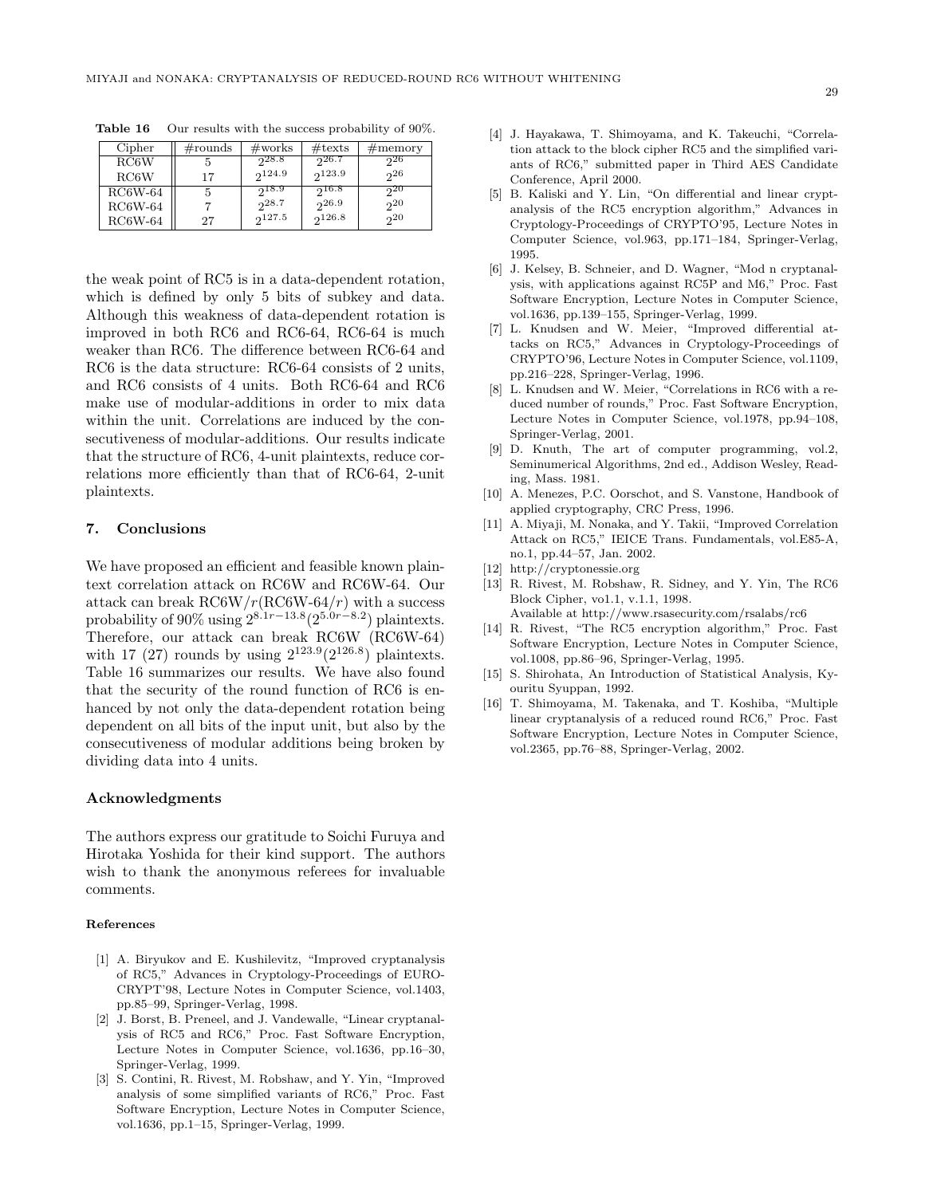**Table 16** Our results with the success probability of 90%.

| Cipher | #rounds | #works | #texts | #memory |
|---|---|---|---|---|
| RC6W | 5 | $2^{28.8}$ | $2^{26.7}$ | $2^{26}$ |
| RC6W | 17 | $2^{124.9}$ | $2^{123.9}$ | $2^{26}$ |
| RC6W-64 | 5 | $2^{18.9}$ | $2^{16.8}$ | $2^{20}$ |
| RC6W-64 | 7 | $2^{28.7}$ | $2^{26.9}$ | $2^{20}$ |
| RC6W-64 | 27 | $2^{127.5}$ | $2^{126.8}$ | $2^{20}$ |

the weak point of RC5 is in a data-dependent rotation, which is defined by only 5 bits of subkey and data. Although this weakness of data-dependent rotation is improved in both RC6 and RC6-64, RC6-64 is much weaker than RC6. The difference between RC6-64 and RC6 is the data structure: RC6-64 consists of 2 units, and RC6 consists of 4 units. Both RC6-64 and RC6 make use of modular-additions in order to mix data within the unit. Correlations are induced by the consecutiveness of modular-additions. Our results indicate that the structure of RC6, 4-unit plaintexts, reduce correlations more efficiently than that of RC6-64, 2-unit plaintexts.

## 7. Conclusions

We have proposed an efficient and feasible known plaintext correlation attack on RC6W and RC6W-64. Our attack can break RC6W/$r$(RC6W-64/$r$) with a success probability of 90% using $2^{8.1r-13.8}$($2^{5.0r-8.2}$) plaintexts. Therefore, our attack can break RC6W (RC6W-64) with 17 (27) rounds by using $2^{123.9}$($2^{126.8}$) plaintexts. Table 16 summarizes our results. We have also found that the security of the round function of RC6 is enhanced by not only the data-dependent rotation being dependent on all bits of the input unit, but also by the consecutiveness of modular additions being broken by dividing data into 4 units.

### Acknowledgments

The authors express our gratitude to Soichi Furuya and Hirotaka Yoshida for their kind support. The authors wish to thank the anonymous referees for invaluable comments.

#### References

[1] A. Biryukov and E. Kushilevitz, "Improved cryptanalysis of RC5," Advances in Cryptology-Proceedings of EUROCRYPT'98, Lecture Notes in Computer Science, vol.1403, pp.85–99, Springer-Verlag, 1998.

[2] J. Borst, B. Preneel, and J. Vandewalle, "Linear cryptanalysis of RC5 and RC6," Proc. Fast Software Encryption, Lecture Notes in Computer Science, vol.1636, pp.16–30, Springer-Verlag, 1999.

[3] S. Contini, R. Rivest, M. Robshaw, and Y. Yin, "Improved analysis of some simplified variants of RC6," Proc. Fast Software Encryption, Lecture Notes in Computer Science, vol.1636, pp.1–15, Springer-Verlag, 1999.

[4] J. Hayakawa, T. Shimoyama, and K. Takeuchi, "Correlation attack to the block cipher RC5 and the simplified variants of RC6," submitted paper in Third AES Candidate Conference, April 2000.

[5] B. Kaliski and Y. Lin, "On differential and linear cryptanalysis of the RC5 encryption algorithm," Advances in Cryptology-Proceedings of CRYPTO'95, Lecture Notes in Computer Science, vol.963, pp.171–184, Springer-Verlag, 1995.

[6] J. Kelsey, B. Schneier, and D. Wagner, "Mod n cryptanalysis, with applications against RC5P and M6," Proc. Fast Software Encryption, Lecture Notes in Computer Science, vol.1636, pp.139–155, Springer-Verlag, 1999.

[7] L. Knudsen and W. Meier, "Improved differential attacks on RC5," Advances in Cryptology-Proceedings of CRYPTO'96, Lecture Notes in Computer Science, vol.1109, pp.216–228, Springer-Verlag, 1996.

[8] L. Knudsen and W. Meier, "Correlations in RC6 with a reduced number of rounds," Proc. Fast Software Encryption, Lecture Notes in Computer Science, vol.1978, pp.94–108, Springer-Verlag, 2001.

[9] D. Knuth, The art of computer programming, vol.2, Seminumerical Algorithms, 2nd ed., Addison Wesley, Reading, Mass. 1981.

[10] A. Menezes, P.C. Oorschot, and S. Vanstone, Handbook of applied cryptography, CRC Press, 1996.

[11] A. Miyaji, M. Nonaka, and Y. Takii, "Improved Correlation Attack on RC5," IEICE Trans. Fundamentals, vol.E85-A, no.1, pp.44–57, Jan. 2002.

[12] http://cryptonessie.org

[13] R. Rivest, M. Robshaw, R. Sidney, and Y. Yin, The RC6 Block Cipher, vo1.1, v.1.1, 1998. Available at http://www.rsasecurity.com/rsalabs/rc6

[14] R. Rivest, "The RC5 encryption algorithm," Proc. Fast Software Encryption, Lecture Notes in Computer Science, vol.1008, pp.86–96, Springer-Verlag, 1995.

[15] S. Shirohata, An Introduction of Statistical Analysis, Kyouritu Syuppan, 1992.

[16] T. Shimoyama, M. Takenaka, and T. Koshiba, "Multiple linear cryptanalysis of a reduced round RC6," Proc. Fast Software Encryption, Lecture Notes in Computer Science, vol.2365, pp.76–88, Springer-Verlag, 2002.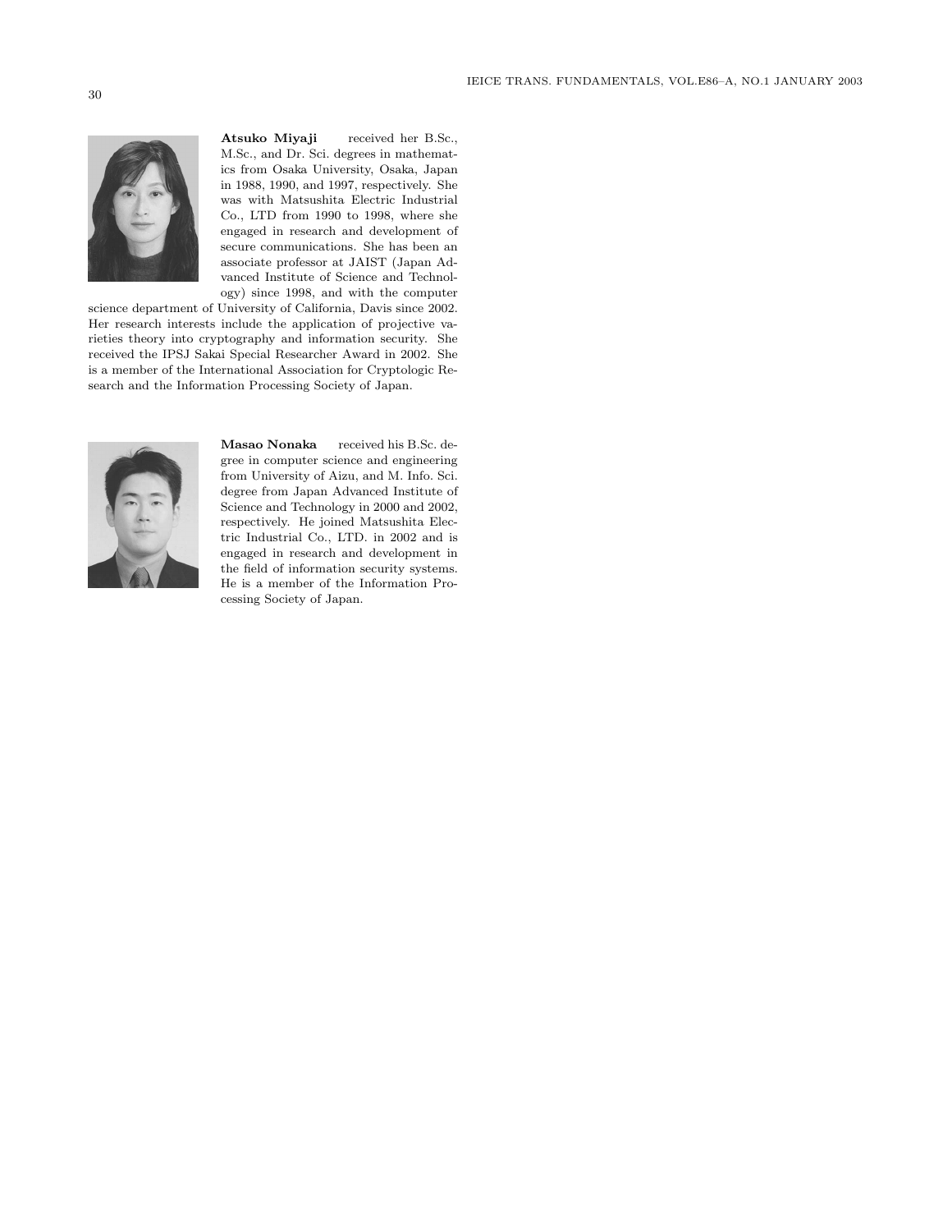**Atsuko Miyaji** received her B.Sc., M.Sc., and Dr. Sci. degrees in mathematics from Osaka University, Osaka, Japan in 1988, 1990, and 1997, respectively. She was with Matsushita Electric Industrial Co., LTD from 1990 to 1998, where she engaged in research and development of secure communications. She has been an associate professor at JAIST (Japan Advanced Institute of Science and Technology) since 1998, and with the computer science department of University of California, Davis since 2002. Her research interests include the application of projective varieties theory into cryptography and information security. She received the IPSJ Sakai Special Researcher Award in 2002. She is a member of the International Association for Cryptologic Research and the Information Processing Society of Japan.

**Masao Nonaka** received his B.Sc. degree in computer science and engineering from University of Aizu, and M. Info. Sci. degree from Japan Advanced Institute of Science and Technology in 2000 and 2002, respectively. He joined Matsushita Electric Industrial Co., LTD. in 2002 and is engaged in research and development in the field of information security systems. He is a member of the Information Processing Society of Japan.